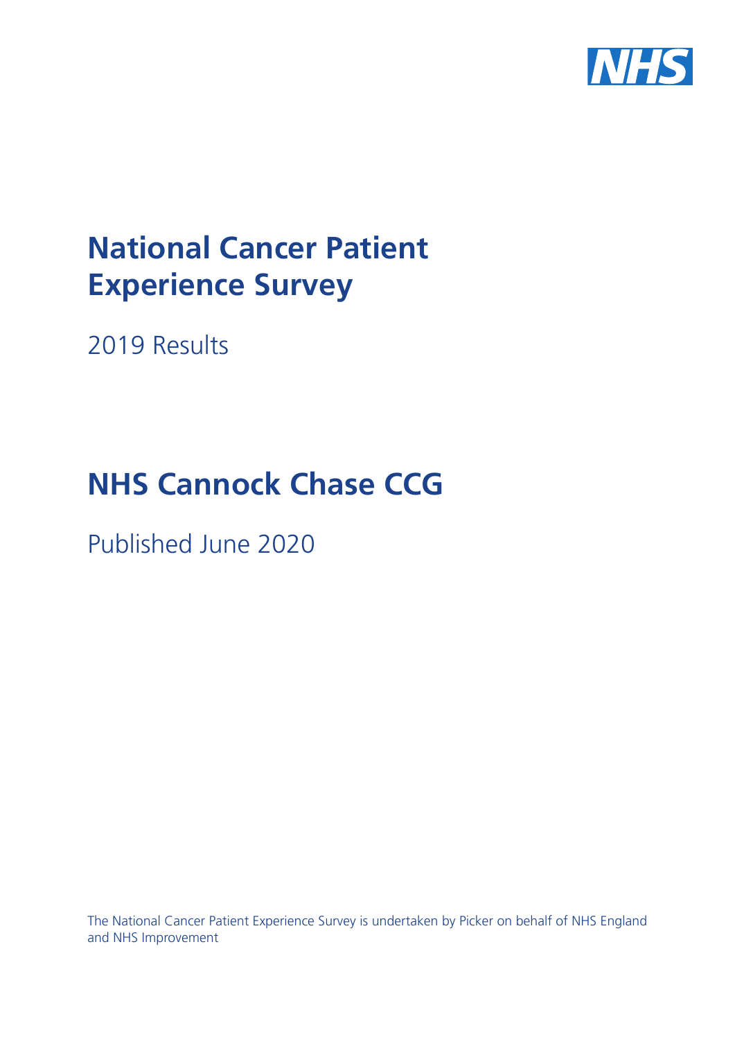# National Cancer Patient Experience Survey

2019 Results

# NHS Cannock Chase CCG

Published June 2020

The National Cancer Patient Experience Survey is undertaken by Picker on behalf of NHS England and NHS Improvement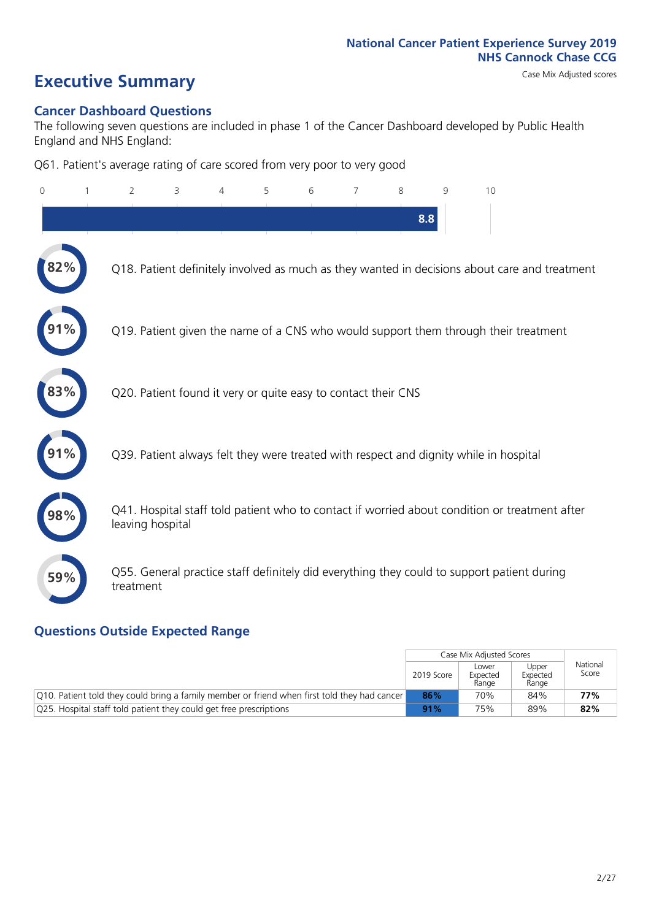National Cancer Patient Experience Survey 2019
NHS Cannock Chase CCG

Case Mix Adjusted scores

# Executive Summary

## Cancer Dashboard Questions

The following seven questions are included in phase 1 of the Cancer Dashboard developed by Public Health England and NHS England:

Q61. Patient's average rating of care scored from very poor to very good

0 1 2 3 4 5 6 7 8 9 10

8.8

82% Q18. Patient definitely involved as much as they wanted in decisions about care and treatment

91% Q19. Patient given the name of a CNS who would support them through their treatment

83% Q20. Patient found it very or quite easy to contact their CNS

91% Q39. Patient always felt they were treated with respect and dignity while in hospital

98% Q41. Hospital staff told patient who to contact if worried about condition or treatment after leaving hospital

59% Q55. General practice staff definitely did everything they could to support patient during treatment

## Questions Outside Expected Range

| | Case Mix Adjusted Scores | | | National Score |
|---|---|---|---|---|
| | 2019 Score | Lower Expected Range | Upper Expected Range | |
| Q10. Patient told they could bring a family member or friend when first told they had cancer | **86%** | 70% | 84% | **77%** |
| Q25. Hospital staff told patient they could get free prescriptions | **91%** | 75% | 89% | **82%** |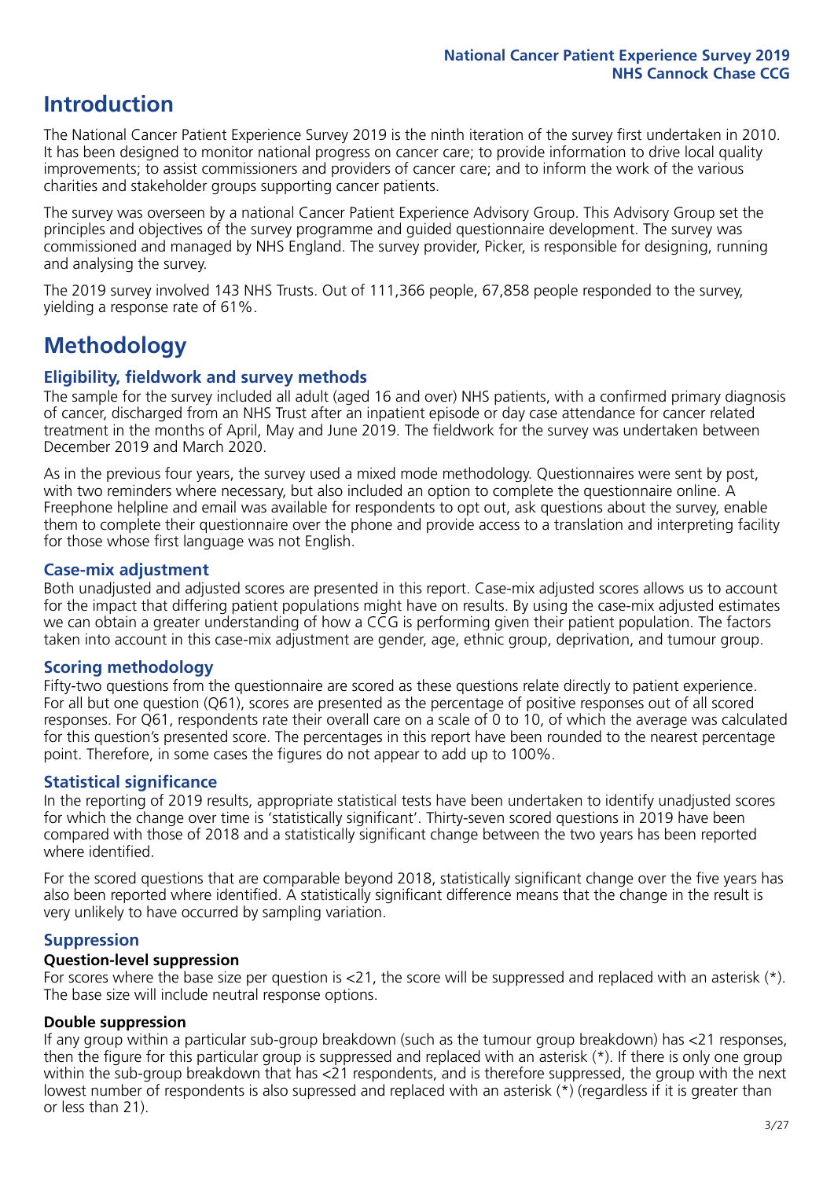# Introduction

The National Cancer Patient Experience Survey 2019 is the ninth iteration of the survey first undertaken in 2010. It has been designed to monitor national progress on cancer care; to provide information to drive local quality improvements; to assist commissioners and providers of cancer care; and to inform the work of the various charities and stakeholder groups supporting cancer patients.

The survey was overseen by a national Cancer Patient Experience Advisory Group. This Advisory Group set the principles and objectives of the survey programme and guided questionnaire development. The survey was commissioned and managed by NHS England. The survey provider, Picker, is responsible for designing, running and analysing the survey.

The 2019 survey involved 143 NHS Trusts. Out of 111,366 people, 67,858 people responded to the survey, yielding a response rate of 61%.

# Methodology

## Eligibility, fieldwork and survey methods

The sample for the survey included all adult (aged 16 and over) NHS patients, with a confirmed primary diagnosis of cancer, discharged from an NHS Trust after an inpatient episode or day case attendance for cancer related treatment in the months of April, May and June 2019. The fieldwork for the survey was undertaken between December 2019 and March 2020.

As in the previous four years, the survey used a mixed mode methodology. Questionnaires were sent by post, with two reminders where necessary, but also included an option to complete the questionnaire online. A Freephone helpline and email was available for respondents to opt out, ask questions about the survey, enable them to complete their questionnaire over the phone and provide access to a translation and interpreting facility for those whose first language was not English.

## Case-mix adjustment

Both unadjusted and adjusted scores are presented in this report. Case-mix adjusted scores allows us to account for the impact that differing patient populations might have on results. By using the case-mix adjusted estimates we can obtain a greater understanding of how a CCG is performing given their patient population. The factors taken into account in this case-mix adjustment are gender, age, ethnic group, deprivation, and tumour group.

## Scoring methodology

Fifty-two questions from the questionnaire are scored as these questions relate directly to patient experience. For all but one question (Q61), scores are presented as the percentage of positive responses out of all scored responses. For Q61, respondents rate their overall care on a scale of 0 to 10, of which the average was calculated for this question's presented score. The percentages in this report have been rounded to the nearest percentage point. Therefore, in some cases the figures do not appear to add up to 100%.

## Statistical significance

In the reporting of 2019 results, appropriate statistical tests have been undertaken to identify unadjusted scores for which the change over time is 'statistically significant'. Thirty-seven scored questions in 2019 have been compared with those of 2018 and a statistically significant change between the two years has been reported where identified.

For the scored questions that are comparable beyond 2018, statistically significant change over the five years has also been reported where identified. A statistically significant difference means that the change in the result is very unlikely to have occurred by sampling variation.

## Suppression

### Question-level suppression

For scores where the base size per question is <21, the score will be suppressed and replaced with an asterisk (*). The base size will include neutral response options.

### Double suppression

If any group within a particular sub-group breakdown (such as the tumour group breakdown) has <21 responses, then the figure for this particular group is suppressed and replaced with an asterisk (*). If there is only one group within the sub-group breakdown that has <21 respondents, and is therefore suppressed, the group with the next lowest number of respondents is also supressed and replaced with an asterisk (*) (regardless if it is greater than or less than 21).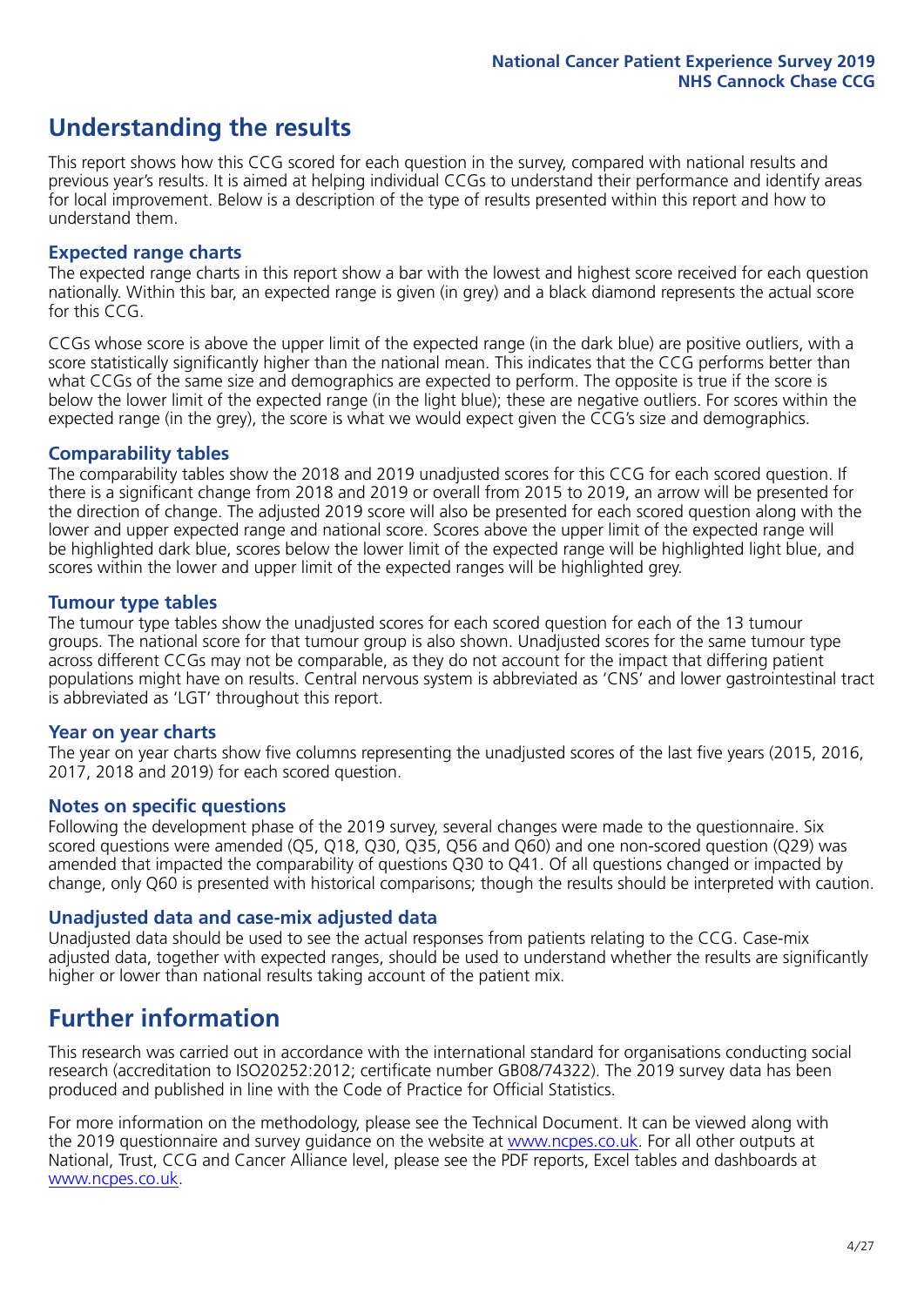# Understanding the results

This report shows how this CCG scored for each question in the survey, compared with national results and previous year's results. It is aimed at helping individual CCGs to understand their performance and identify areas for local improvement. Below is a description of the type of results presented within this report and how to understand them.

### Expected range charts

The expected range charts in this report show a bar with the lowest and highest score received for each question nationally. Within this bar, an expected range is given (in grey) and a black diamond represents the actual score for this CCG.

CCGs whose score is above the upper limit of the expected range (in the dark blue) are positive outliers, with a score statistically significantly higher than the national mean. This indicates that the CCG performs better than what CCGs of the same size and demographics are expected to perform. The opposite is true if the score is below the lower limit of the expected range (in the light blue); these are negative outliers. For scores within the expected range (in the grey), the score is what we would expect given the CCG's size and demographics.

### Comparability tables

The comparability tables show the 2018 and 2019 unadjusted scores for this CCG for each scored question. If there is a significant change from 2018 and 2019 or overall from 2015 to 2019, an arrow will be presented for the direction of change. The adjusted 2019 score will also be presented for each scored question along with the lower and upper expected range and national score. Scores above the upper limit of the expected range will be highlighted dark blue, scores below the lower limit of the expected range will be highlighted light blue, and scores within the lower and upper limit of the expected ranges will be highlighted grey.

### Tumour type tables

The tumour type tables show the unadjusted scores for each scored question for each of the 13 tumour groups. The national score for that tumour group is also shown. Unadjusted scores for the same tumour type across different CCGs may not be comparable, as they do not account for the impact that differing patient populations might have on results. Central nervous system is abbreviated as 'CNS' and lower gastrointestinal tract is abbreviated as 'LGT' throughout this report.

### Year on year charts

The year on year charts show five columns representing the unadjusted scores of the last five years (2015, 2016, 2017, 2018 and 2019) for each scored question.

### Notes on specific questions

Following the development phase of the 2019 survey, several changes were made to the questionnaire. Six scored questions were amended (Q5, Q18, Q30, Q35, Q56 and Q60) and one non-scored question (Q29) was amended that impacted the comparability of questions Q30 to Q41. Of all questions changed or impacted by change, only Q60 is presented with historical comparisons; though the results should be interpreted with caution.

### Unadjusted data and case-mix adjusted data

Unadjusted data should be used to see the actual responses from patients relating to the CCG. Case-mix adjusted data, together with expected ranges, should be used to understand whether the results are significantly higher or lower than national results taking account of the patient mix.

# Further information

This research was carried out in accordance with the international standard for organisations conducting social research (accreditation to ISO20252:2012; certificate number GB08/74322). The 2019 survey data has been produced and published in line with the Code of Practice for Official Statistics.

For more information on the methodology, please see the Technical Document. It can be viewed along with the 2019 questionnaire and survey guidance on the website at www.ncpes.co.uk. For all other outputs at National, Trust, CCG and Cancer Alliance level, please see the PDF reports, Excel tables and dashboards at www.ncpes.co.uk.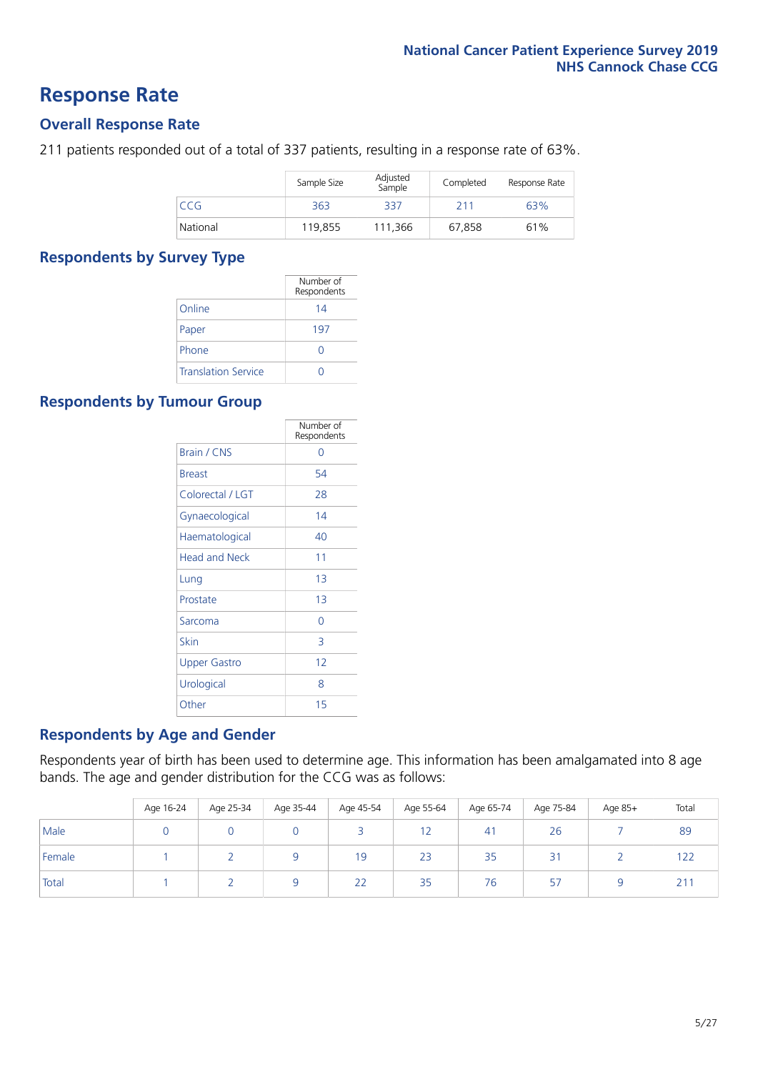# Response Rate

## Overall Response Rate

211 patients responded out of a total of 337 patients, resulting in a response rate of 63%.

| | Sample Size | Adjusted Sample | Completed | Response Rate |
|---|---|---|---|---|
| CCG | 363 | 337 | 211 | 63% |
| National | 119,855 | 111,366 | 67,858 | 61% |

## Respondents by Survey Type

| | Number of Respondents |
|---|---|
| Online | 14 |
| Paper | 197 |
| Phone | 0 |
| Translation Service | 0 |

## Respondents by Tumour Group

| | Number of Respondents |
|---|---|
| Brain / CNS | 0 |
| Breast | 54 |
| Colorectal / LGT | 28 |
| Gynaecological | 14 |
| Haematological | 40 |
| Head and Neck | 11 |
| Lung | 13 |
| Prostate | 13 |
| Sarcoma | 0 |
| Skin | 3 |
| Upper Gastro | 12 |
| Urological | 8 |
| Other | 15 |

## Respondents by Age and Gender

Respondents year of birth has been used to determine age. This information has been amalgamated into 8 age bands. The age and gender distribution for the CCG was as follows:

| | Age 16-24 | Age 25-34 | Age 35-44 | Age 45-54 | Age 55-64 | Age 65-74 | Age 75-84 | Age 85+ | Total |
|---|---|---|---|---|---|---|---|---|---|
| Male | 0 | 0 | 0 | 3 | 12 | 41 | 26 | 7 | 89 |
| Female | 1 | 2 | 9 | 19 | 23 | 35 | 31 | 2 | 122 |
| Total | 1 | 2 | 9 | 22 | 35 | 76 | 57 | 9 | 211 |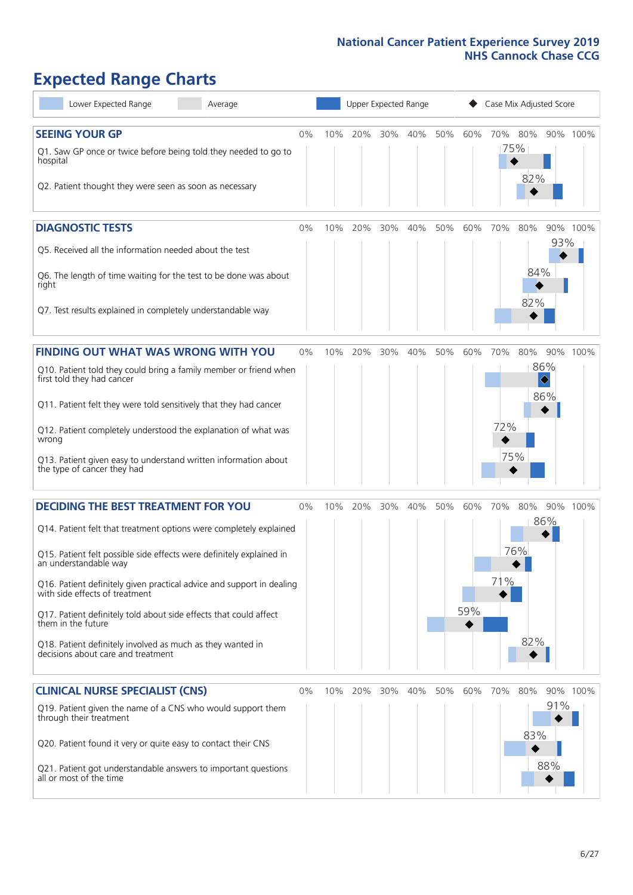# Expected Range Charts

Lower Expected Range | Average | Upper Expected Range | Case Mix Adjusted Score

## SEEING YOUR GP

| Question | Case Mix Adjusted Score |
|---|---|
| Q1. Saw GP once or twice before being told they needed to go to hospital | 75% |
| Q2. Patient thought they were seen as soon as necessary | 82% |

## DIAGNOSTIC TESTS

| Question | Case Mix Adjusted Score |
|---|---|
| Q5. Received all the information needed about the test | 93% |
| Q6. The length of time waiting for the test to be done was about right | 84% |
| Q7. Test results explained in completely understandable way | 82% |

## FINDING OUT WHAT WAS WRONG WITH YOU

| Question | Case Mix Adjusted Score |
|---|---|
| Q10. Patient told they could bring a family member or friend when first told they had cancer | 86% |
| Q11. Patient felt they were told sensitively that they had cancer | 86% |
| Q12. Patient completely understood the explanation of what was wrong | 72% |
| Q13. Patient given easy to understand written information about the type of cancer they had | 75% |

## DECIDING THE BEST TREATMENT FOR YOU

| Question | Case Mix Adjusted Score |
|---|---|
| Q14. Patient felt that treatment options were completely explained | 86% |
| Q15. Patient felt possible side effects were definitely explained in an understandable way | 76% |
| Q16. Patient definitely given practical advice and support in dealing with side effects of treatment | 71% |
| Q17. Patient definitely told about side effects that could affect them in the future | 59% |
| Q18. Patient definitely involved as much as they wanted in decisions about care and treatment | 82% |

## CLINICAL NURSE SPECIALIST (CNS)

| Question | Case Mix Adjusted Score |
|---|---|
| Q19. Patient given the name of a CNS who would support them through their treatment | 91% |
| Q20. Patient found it very or quite easy to contact their CNS | 83% |
| Q21. Patient got understandable answers to important questions all or most of the time | 88% |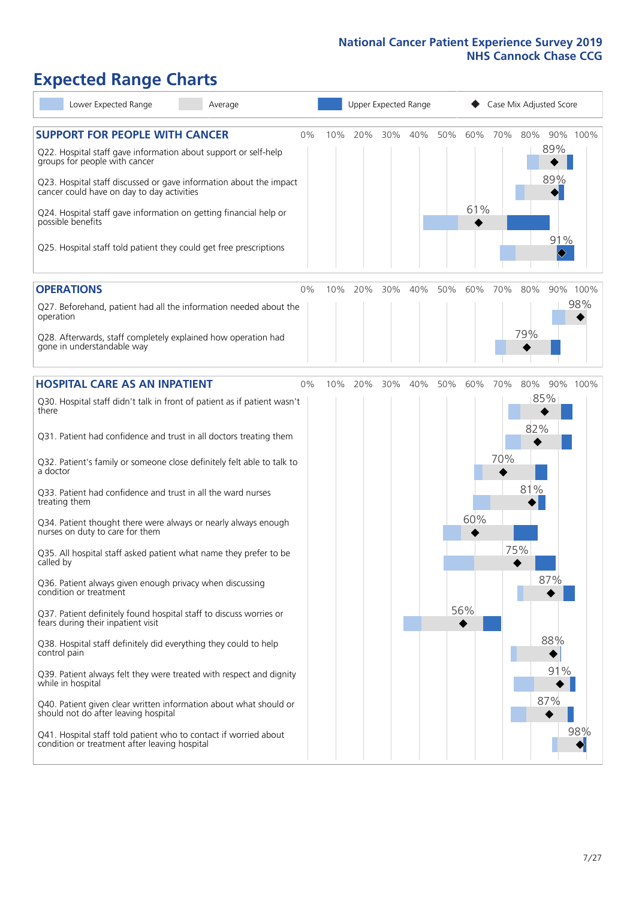# Expected Range Charts

Lower Expected Range | Average | Upper Expected Range | Case Mix Adjusted Score

## SUPPORT FOR PEOPLE WITH CANCER

| Question | Case Mix Adjusted Score |
| --- | --- |
| Q22. Hospital staff gave information about support or self-help groups for people with cancer | 89% |
| Q23. Hospital staff discussed or gave information about the impact cancer could have on day to day activities | 89% |
| Q24. Hospital staff gave information on getting financial help or possible benefits | 61% |
| Q25. Hospital staff told patient they could get free prescriptions | 91% |

## OPERATIONS

| Question | Case Mix Adjusted Score |
| --- | --- |
| Q27. Beforehand, patient had all the information needed about the operation | 98% |
| Q28. Afterwards, staff completely explained how operation had gone in understandable way | 79% |

## HOSPITAL CARE AS AN INPATIENT

| Question | Case Mix Adjusted Score |
| --- | --- |
| Q30. Hospital staff didn't talk in front of patient as if patient wasn't there | 85% |
| Q31. Patient had confidence and trust in all doctors treating them | 82% |
| Q32. Patient's family or someone close definitely felt able to talk to a doctor | 70% |
| Q33. Patient had confidence and trust in all the ward nurses treating them | 81% |
| Q34. Patient thought there were always or nearly always enough nurses on duty to care for them | 60% |
| Q35. All hospital staff asked patient what name they prefer to be called by | 75% |
| Q36. Patient always given enough privacy when discussing condition or treatment | 87% |
| Q37. Patient definitely found hospital staff to discuss worries or fears during their inpatient visit | 56% |
| Q38. Hospital staff definitely did everything they could to help control pain | 88% |
| Q39. Patient always felt they were treated with respect and dignity while in hospital | 91% |
| Q40. Patient given clear written information about what should or should not do after leaving hospital | 87% |
| Q41. Hospital staff told patient who to contact if worried about condition or treatment after leaving hospital | 98% |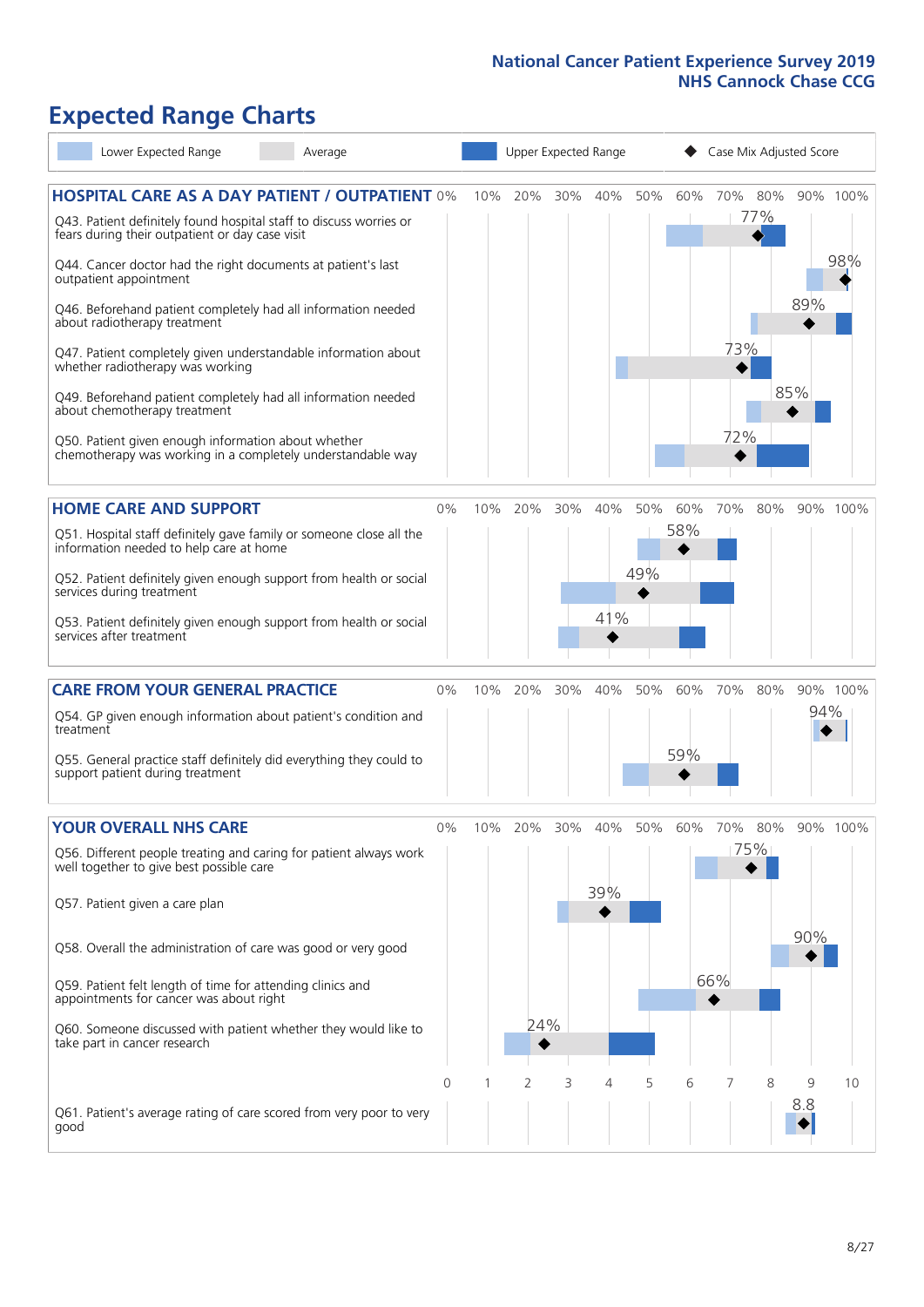# Expected Range Charts

Lower Expected Range | Average | Upper Expected Range | Case Mix Adjusted Score

## HOSPITAL CARE AS A DAY PATIENT / OUTPATIENT

| Question | Case Mix Adjusted Score |
|---|---|
| Q43. Patient definitely found hospital staff to discuss worries or fears during their outpatient or day case visit | 77% |
| Q44. Cancer doctor had the right documents at patient's last outpatient appointment | 98% |
| Q46. Beforehand patient completely had all information needed about radiotherapy treatment | 89% |
| Q47. Patient completely given understandable information about whether radiotherapy treatment was working | 73% |
| Q49. Beforehand patient completely had all information needed about chemotherapy treatment | 85% |
| Q50. Patient given enough information about whether chemotherapy was working in a completely understandable way | 72% |

## HOME CARE AND SUPPORT

| Question | Case Mix Adjusted Score |
|---|---|
| Q51. Hospital staff definitely gave family or someone close all the information needed to help care at home | 58% |
| Q52. Patient definitely given enough support from health or social services during treatment | 49% |
| Q53. Patient definitely given enough support from health or social services after treatment | 41% |

## CARE FROM YOUR GENERAL PRACTICE

| Question | Case Mix Adjusted Score |
|---|---|
| Q54. GP given enough information about patient's condition and treatment | 94% |
| Q55. General practice staff definitely did everything they could to support patient during treatment | 59% |

## YOUR OVERALL NHS CARE

| Question | Case Mix Adjusted Score |
|---|---|
| Q56. Different people treating and caring for patient always work well together to give best possible care | 75% |
| Q57. Patient given a care plan | 39% |
| Q58. Overall the administration of care was good or very good | 90% |
| Q59. Patient felt length of time for attending clinics and appointments for cancer was about right | 66% |
| Q60. Someone discussed with patient whether they would like to take part in cancer research | 24% |
| Q61. Patient's average rating of care scored from very poor to very good | 8.8 |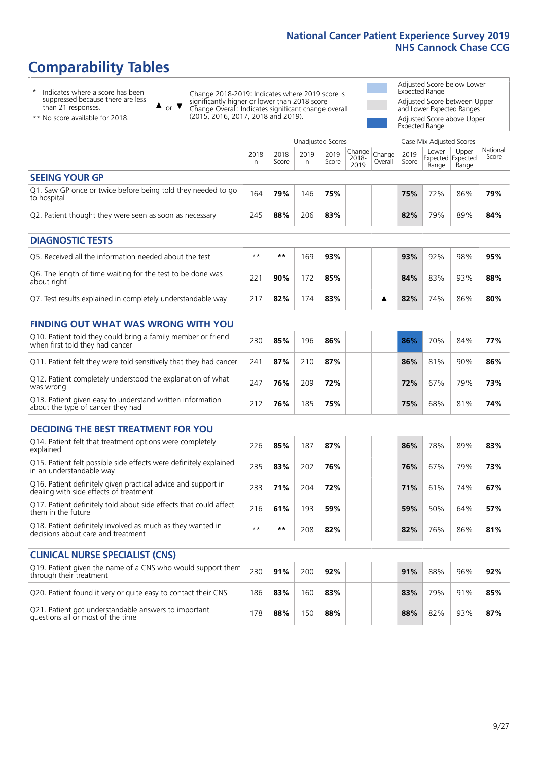# Comparability Tables

\* Indicates where a score has been suppressed because there are less than 21 responses.

** No score available for 2018.

▲ or ▼ Change 2018-2019: Indicates where 2019 score is significantly higher or lower than 2018 score. Change Overall: Indicates significant change overall (2015, 2016, 2017, 2018 and 2019).

Adjusted Score below Lower Expected Range

Adjusted Score between Upper and Lower Expected Ranges

Adjusted Score above Upper Expected Range

| | Unadjusted Scores | | | | | | Case Mix Adjusted Scores | | | |
|---|---|---|---|---|---|---|---|---|---|---|
| | 2018 n | 2018 Score | 2019 n | 2019 Score | Change 2018-2019 | Change Overall | 2019 Score | Lower Expected Range | Upper Expected Range | National Score |
| **SEEING YOUR GP** | | | | | | | | | | |
| Q1. Saw GP once or twice before being told they needed to go to hospital | 164 | **79%** | 146 | **75%** | | | **75%** | 72% | 86% | **79%** |
| Q2. Patient thought they were seen as soon as necessary | 245 | **88%** | 206 | **83%** | | | **82%** | 79% | 89% | **84%** |
| **DIAGNOSTIC TESTS** | | | | | | | | | | |
| Q5. Received all the information needed about the test | ** | ** | 169 | **93%** | | | **93%** | 92% | 98% | **95%** |
| Q6. The length of time waiting for the test to be done was about right | 221 | **90%** | 172 | **85%** | | | **84%** | 83% | 93% | **88%** |
| Q7. Test results explained in completely understandable way | 217 | **82%** | 174 | **83%** | | ▲ | **82%** | 74% | 86% | **80%** |
| **FINDING OUT WHAT WAS WRONG WITH YOU** | | | | | | | | | | |
| Q10. Patient told they could bring a family member or friend when first told they had cancer | 230 | **85%** | 196 | **86%** | | | **86%** | 70% | 84% | **77%** |
| Q11. Patient felt they were told sensitively that they had cancer | 241 | **87%** | 210 | **87%** | | | **86%** | 81% | 90% | **86%** |
| Q12. Patient completely understood the explanation of what was wrong | 247 | **76%** | 209 | **72%** | | | **72%** | 67% | 79% | **73%** |
| Q13. Patient given easy to understand written information about the type of cancer they had | 212 | **76%** | 185 | **75%** | | | **75%** | 68% | 81% | **74%** |
| **DECIDING THE BEST TREATMENT FOR YOU** | | | | | | | | | | |
| Q14. Patient felt that treatment options were completely explained | 226 | **85%** | 187 | **87%** | | | **86%** | 78% | 89% | **83%** |
| Q15. Patient felt possible side effects were definitely explained in an understandable way | 235 | **83%** | 202 | **76%** | | | **76%** | 67% | 79% | **73%** |
| Q16. Patient definitely given practical advice and support in dealing with side effects of treatment | 233 | **71%** | 204 | **72%** | | | **71%** | 61% | 74% | **67%** |
| Q17. Patient definitely told about side effects that could affect them in the future | 216 | **61%** | 193 | **59%** | | | **59%** | 50% | 64% | **57%** |
| Q18. Patient definitely involved as much as they wanted in decisions about care and treatment | ** | ** | 208 | **82%** | | | **82%** | 76% | 86% | **81%** |
| **CLINICAL NURSE SPECIALIST (CNS)** | | | | | | | | | | |
| Q19. Patient given the name of a CNS who would support them through their treatment | 230 | **91%** | 200 | **92%** | | | **91%** | 88% | 96% | **92%** |
| Q20. Patient found it very or quite easy to contact their CNS | 186 | **83%** | 160 | **83%** | | | **83%** | 79% | 91% | **85%** |
| Q21. Patient got understandable answers to important questions all or most of the time | 178 | **88%** | 150 | **88%** | | | **88%** | 82% | 93% | **87%** |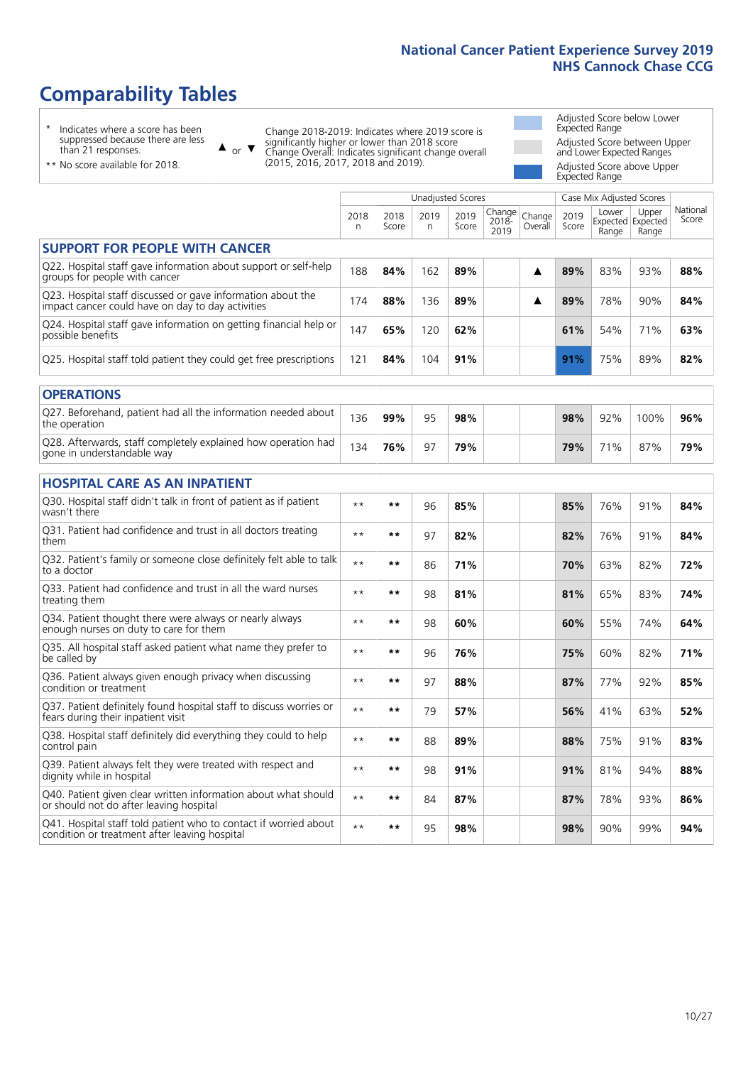# Comparability Tables

\* Indicates where a score has been suppressed because there are less than 21 responses.

\*\* No score available for 2018.

▲ or ▼ Change 2018-2019: Indicates where 2019 score is significantly higher or lower than 2018 score. Change Overall: Indicates significant change overall (2015, 2016, 2017, 2018 and 2019).

Adjusted Score below Lower Expected Range

Adjusted Score between Upper and Lower Expected Ranges

Adjusted Score above Upper Expected Range

| | Unadjusted Scores | | | | | | Case Mix Adjusted Scores | | | |
|---|---|---|---|---|---|---|---|---|---|---|
| | 2018 n | 2018 Score | 2019 n | 2019 Score | Change 2018-2019 | Change Overall | 2019 Score | Lower Expected Range | Upper Expected Range | National Score |
| **SUPPORT FOR PEOPLE WITH CANCER** | | | | | | | | | | |
| Q22. Hospital staff gave information about support or self-help groups for people with cancer | 188 | **84%** | 162 | **89%** | | ▲ | **89%** | 83% | 93% | **88%** |
| Q23. Hospital staff discussed or gave information about the impact cancer could have on day to day activities | 174 | **88%** | 136 | **89%** | | ▲ | **89%** | 78% | 90% | **84%** |
| Q24. Hospital staff gave information on getting financial help or possible benefits | 147 | **65%** | 120 | **62%** | | | **61%** | 54% | 71% | **63%** |
| Q25. Hospital staff told patient they could get free prescriptions | 121 | **84%** | 104 | **91%** | | | **91%** | 75% | 89% | **82%** |
| **OPERATIONS** | | | | | | | | | | |
| Q27. Beforehand, patient had all the information needed about the operation | 136 | **99%** | 95 | **98%** | | | **98%** | 92% | 100% | **96%** |
| Q28. Afterwards, staff completely explained how operation had gone in understandable way | 134 | **76%** | 97 | **79%** | | | **79%** | 71% | 87% | **79%** |
| **HOSPITAL CARE AS AN INPATIENT** | | | | | | | | | | |
| Q30. Hospital staff didn't talk in front of patient as if patient wasn't there | ** | ** | 96 | **85%** | | | **85%** | 76% | 91% | **84%** |
| Q31. Patient had confidence and trust in all doctors treating them | ** | ** | 97 | **82%** | | | **82%** | 76% | 91% | **84%** |
| Q32. Patient's family or someone close definitely felt able to talk to a doctor | ** | ** | 86 | **71%** | | | **70%** | 63% | 82% | **72%** |
| Q33. Patient had confidence and trust in all the ward nurses treating them | ** | ** | 98 | **81%** | | | **81%** | 65% | 83% | **74%** |
| Q34. Patient thought there were always or nearly always enough nurses on duty to care for them | ** | ** | 98 | **60%** | | | **60%** | 55% | 74% | **64%** |
| Q35. All hospital staff asked patient what name they prefer to be called by | ** | ** | 96 | **76%** | | | **75%** | 60% | 82% | **71%** |
| Q36. Patient always given enough privacy when discussing condition or treatment | ** | ** | 97 | **88%** | | | **87%** | 77% | 92% | **85%** |
| Q37. Patient definitely found hospital staff to discuss worries or fears during their inpatient visit | ** | ** | 79 | **57%** | | | **56%** | 41% | 63% | **52%** |
| Q38. Hospital staff definitely did everything they could to help control pain | ** | ** | 88 | **89%** | | | **88%** | 75% | 91% | **83%** |
| Q39. Patient always felt they were treated with respect and dignity while in hospital | ** | ** | 98 | **91%** | | | **91%** | 81% | 94% | **88%** |
| Q40. Patient given clear written information about what should or should not do after leaving hospital | ** | ** | 84 | **87%** | | | **87%** | 78% | 93% | **86%** |
| Q41. Hospital staff told patient who to contact if worried about condition or treatment after leaving hospital | ** | ** | 95 | **98%** | | | **98%** | 90% | 99% | **94%** |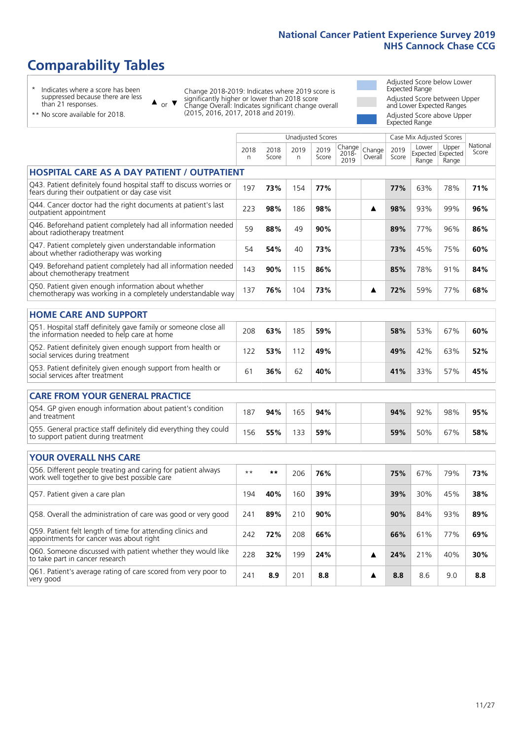# Comparability Tables

\* Indicates where a score has been suppressed because there are less than 21 responses.

\*\* No score available for 2018.

▲ or ▼ Change 2018-2019: Indicates where 2019 score is significantly higher or lower than 2018 score. Change Overall: Indicates significant change overall (2015, 2016, 2017, 2018 and 2019).

Adjusted Score below Lower Expected Range

Adjusted Score between Upper and Lower Expected Ranges

Adjusted Score above Upper Expected Range

| | Unadjusted Scores | | | | | | Case Mix Adjusted Scores | | | |
|---|---|---|---|---|---|---|---|---|---|---|
| | 2018 n | 2018 Score | 2019 n | 2019 Score | Change 2018-2019 | Change Overall | 2019 Score | Lower Expected Range | Upper Expected Range | National Score |
| **HOSPITAL CARE AS A DAY PATIENT / OUTPATIENT** | | | | | | | | | | |
| Q43. Patient definitely found hospital staff to discuss worries or fears during their outpatient or day case visit | 197 | **73%** | 154 | **77%** | | | **77%** | 63% | 78% | **71%** |
| Q44. Cancer doctor had the right documents at patient's last outpatient appointment | 223 | **98%** | 186 | **98%** | | ▲ | **98%** | 93% | 99% | **96%** |
| Q46. Beforehand patient completely had all information needed about radiotherapy treatment | 59 | **88%** | 49 | **90%** | | | **89%** | 77% | 96% | **86%** |
| Q47. Patient completely given understandable information about whether radiotherapy was working | 54 | **54%** | 40 | **73%** | | | **73%** | 45% | 75% | **60%** |
| Q49. Beforehand patient completely had all information needed about chemotherapy treatment | 143 | **90%** | 115 | **86%** | | | **85%** | 78% | 91% | **84%** |
| Q50. Patient given enough information about whether chemotherapy was working in a completely understandable way | 137 | **76%** | 104 | **73%** | | ▲ | **72%** | 59% | 77% | **68%** |
| **HOME CARE AND SUPPORT** | | | | | | | | | | |
| Q51. Hospital staff definitely gave family or someone close all the information needed to help care at home | 208 | **63%** | 185 | **59%** | | | **58%** | 53% | 67% | **60%** |
| Q52. Patient definitely given enough support from health or social services during treatment | 122 | **53%** | 112 | **49%** | | | **49%** | 42% | 63% | **52%** |
| Q53. Patient definitely given enough support from health or social services after treatment | 61 | **36%** | 62 | **40%** | | | **41%** | 33% | 57% | **45%** |
| **CARE FROM YOUR GENERAL PRACTICE** | | | | | | | | | | |
| Q54. GP given enough information about patient's condition and treatment | 187 | **94%** | 165 | **94%** | | | **94%** | 92% | 98% | **95%** |
| Q55. General practice staff definitely did everything they could to support patient during treatment | 156 | **55%** | 133 | **59%** | | | **59%** | 50% | 67% | **58%** |
| **YOUR OVERALL NHS CARE** | | | | | | | | | | |
| Q56. Different people treating and caring for patient always work well together to give best possible care | ** | ** | 206 | **76%** | | | **75%** | 67% | 79% | **73%** |
| Q57. Patient given a care plan | 194 | **40%** | 160 | **39%** | | | **39%** | 30% | 45% | **38%** |
| Q58. Overall the administration of care was good or very good | 241 | **89%** | 210 | **90%** | | | **90%** | 84% | 93% | **89%** |
| Q59. Patient felt length of time for attending clinics and appointments for cancer was about right | 242 | **72%** | 208 | **66%** | | | **66%** | 61% | 77% | **69%** |
| Q60. Someone discussed with patient whether they would like to take part in cancer research | 228 | **32%** | 199 | **24%** | | ▲ | **24%** | 21% | 40% | **30%** |
| Q61. Patient's average rating of care scored from very poor to very good | 241 | **8.9** | 201 | **8.8** | | ▲ | **8.8** | 8.6 | 9.0 | **8.8** |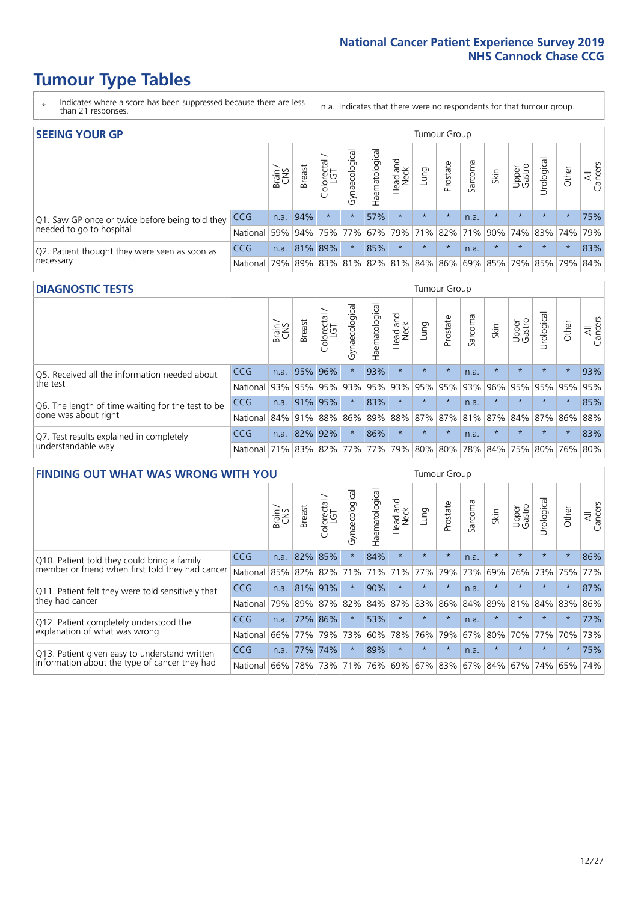# Tumour Type Tables

\* Indicates where a score has been suppressed because there are less than 21 responses.

n.a. Indicates that there were no respondents for that tumour group.

## SEEING YOUR GP

| | | Brain / CNS | Breast | Colorectal / LGT | Gynaecological | Haematological | Head and Neck | Lung | Prostate | Sarcoma | Skin | Upper Gastro | Urological | Other | All Cancers |
|---|---|---|---|---|---|---|---|---|---|---|---|---|---|---|---|
| Q1. Saw GP once or twice before being told they needed to go to hospital | CCG | n.a. | 94% | * | * | 57% | * | * | * | n.a. | * | * | * | * | 75% |
| | National | 59% | 94% | 75% | 77% | 67% | 79% | 71% | 82% | 71% | 90% | 74% | 83% | 74% | 79% |
| Q2. Patient thought they were seen as soon as necessary | CCG | n.a. | 81% | 89% | * | 85% | * | * | * | n.a. | * | * | * | * | 83% |
| | National | 79% | 89% | 83% | 81% | 82% | 81% | 84% | 86% | 69% | 85% | 79% | 85% | 79% | 84% |

## DIAGNOSTIC TESTS

| | | Brain / CNS | Breast | Colorectal / LGT | Gynaecological | Haematological | Head and Neck | Lung | Prostate | Sarcoma | Skin | Upper Gastro | Urological | Other | All Cancers |
|---|---|---|---|---|---|---|---|---|---|---|---|---|---|---|---|
| Q5. Received all the information needed about the test | CCG | n.a. | 95% | 96% | * | 93% | * | * | * | n.a. | * | * | * | * | 93% |
| | National | 93% | 95% | 95% | 93% | 95% | 93% | 95% | 95% | 93% | 96% | 95% | 95% | 95% | 95% |
| Q6. The length of time waiting for the test to be done was about right | CCG | n.a. | 91% | 95% | * | 83% | * | * | * | n.a. | * | * | * | * | 85% |
| | National | 84% | 91% | 88% | 86% | 89% | 88% | 87% | 87% | 81% | 87% | 84% | 87% | 86% | 88% |
| Q7. Test results explained in completely understandable way | CCG | n.a. | 82% | 92% | * | 86% | * | * | * | n.a. | * | * | * | * | 83% |
| | National | 71% | 83% | 82% | 77% | 77% | 79% | 80% | 80% | 78% | 84% | 75% | 80% | 76% | 80% |

## FINDING OUT WHAT WAS WRONG WITH YOU

| | | Brain / CNS | Breast | Colorectal / LGT | Gynaecological | Haematological | Head and Neck | Lung | Prostate | Sarcoma | Skin | Upper Gastro | Urological | Other | All Cancers |
|---|---|---|---|---|---|---|---|---|---|---|---|---|---|---|---|
| Q10. Patient told they could bring a family member or friend when first told they had cancer | CCG | n.a. | 82% | 85% | * | 84% | * | * | * | n.a. | * | * | * | * | 86% |
| | National | 85% | 82% | 82% | 71% | 71% | 71% | 77% | 79% | 73% | 69% | 76% | 73% | 75% | 77% |
| Q11. Patient felt they were told sensitively that they had cancer | CCG | n.a. | 81% | 93% | * | 90% | * | * | * | n.a. | * | * | * | * | 87% |
| | National | 79% | 89% | 87% | 82% | 84% | 87% | 83% | 86% | 84% | 89% | 81% | 84% | 83% | 86% |
| Q12. Patient completely understood the explanation of what was wrong | CCG | n.a. | 72% | 86% | * | 53% | * | * | * | n.a. | * | * | * | * | 72% |
| | National | 66% | 77% | 79% | 73% | 60% | 78% | 76% | 79% | 67% | 80% | 70% | 77% | 70% | 73% |
| Q13. Patient given easy to understand written information about the type of cancer they had | CCG | n.a. | 77% | 74% | * | 89% | * | * | * | n.a. | * | * | * | * | 75% |
| | National | 66% | 78% | 73% | 71% | 76% | 69% | 67% | 83% | 67% | 84% | 67% | 74% | 65% | 74% |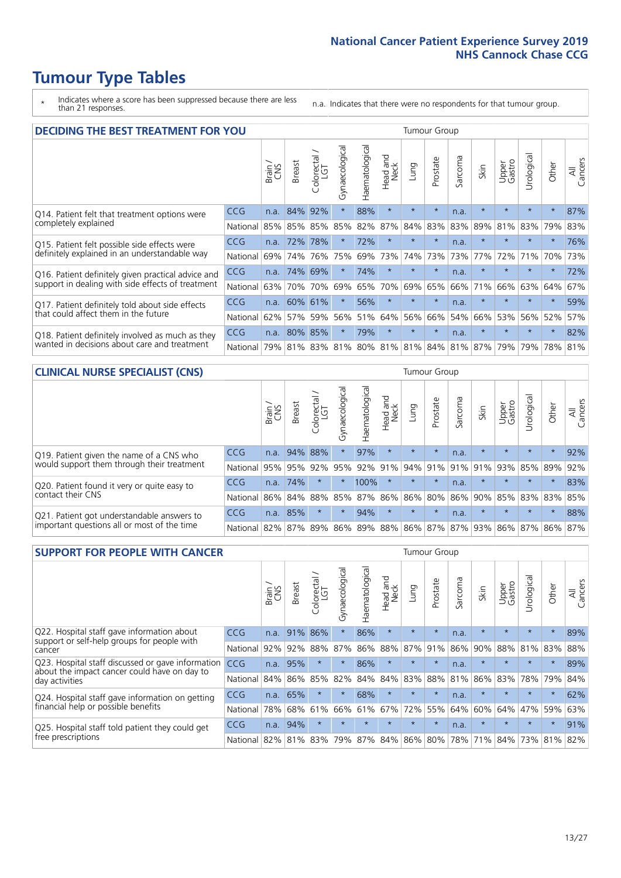# Tumour Type Tables

\* Indicates where a score has been suppressed because there are less than 21 responses.

n.a. Indicates that there were no respondents for that tumour group.

## DECIDING THE BEST TREATMENT FOR YOU

| | | Brain / CNS | Breast | Colorectal / LGT | Gynaecological | Haematological | Head and Neck | Lung | Prostate | Sarcoma | Skin | Upper Gastro | Urological | Other | All Cancers |
|---|---|---|---|---|---|---|---|---|---|---|---|---|---|---|---|
| Q14. Patient felt that treatment options were completely explained | CCG | n.a. | 84% | 92% | * | 88% | * | * | * | n.a. | * | * | * | * | 87% |
| | National | 85% | 85% | 85% | 85% | 82% | 87% | 84% | 83% | 83% | 89% | 81% | 83% | 79% | 83% |
| Q15. Patient felt possible side effects were definitely explained in an understandable way | CCG | n.a. | 72% | 78% | * | 72% | * | * | * | n.a. | * | * | * | * | 76% |
| | National | 69% | 74% | 76% | 75% | 69% | 73% | 74% | 73% | 73% | 77% | 72% | 71% | 70% | 73% |
| Q16. Patient definitely given practical advice and support in dealing with side effects of treatment | CCG | n.a. | 74% | 69% | * | 74% | * | * | * | n.a. | * | * | * | * | 72% |
| | National | 63% | 70% | 70% | 69% | 65% | 70% | 69% | 65% | 66% | 71% | 66% | 63% | 64% | 67% |
| Q17. Patient definitely told about side effects that could affect them in the future | CCG | n.a. | 60% | 61% | * | 56% | * | * | * | n.a. | * | * | * | * | 59% |
| | National | 62% | 57% | 59% | 56% | 51% | 64% | 56% | 66% | 54% | 66% | 53% | 56% | 52% | 57% |
| Q18. Patient definitely involved as much as they wanted in decisions about care and treatment | CCG | n.a. | 80% | 85% | * | 79% | * | * | * | n.a. | * | * | * | * | 82% |
| | National | 79% | 81% | 83% | 81% | 80% | 81% | 81% | 84% | 81% | 87% | 79% | 79% | 78% | 81% |

## CLINICAL NURSE SPECIALIST (CNS)

| | | Brain / CNS | Breast | Colorectal / LGT | Gynaecological | Haematological | Head and Neck | Lung | Prostate | Sarcoma | Skin | Upper Gastro | Urological | Other | All Cancers |
|---|---|---|---|---|---|---|---|---|---|---|---|---|---|---|---|
| Q19. Patient given the name of a CNS who would support them through their treatment | CCG | n.a. | 94% | 88% | * | 97% | * | * | * | n.a. | * | * | * | * | 92% |
| | National | 95% | 95% | 92% | 95% | 92% | 91% | 94% | 91% | 91% | 91% | 93% | 85% | 89% | 92% |
| Q20. Patient found it very or quite easy to contact their CNS | CCG | n.a. | 74% | * | * | 100% | * | * | * | n.a. | * | * | * | * | 83% |
| | National | 86% | 84% | 88% | 85% | 87% | 86% | 86% | 80% | 86% | 90% | 85% | 83% | 83% | 85% |
| Q21. Patient got understandable answers to important questions all or most of the time | CCG | n.a. | 85% | * | * | 94% | * | * | * | n.a. | * | * | * | * | 88% |
| | National | 82% | 87% | 89% | 86% | 89% | 88% | 86% | 87% | 87% | 93% | 86% | 87% | 86% | 87% |

## SUPPORT FOR PEOPLE WITH CANCER

| | | Brain / CNS | Breast | Colorectal / LGT | Gynaecological | Haematological | Head and Neck | Lung | Prostate | Sarcoma | Skin | Upper Gastro | Urological | Other | All Cancers |
|---|---|---|---|---|---|---|---|---|---|---|---|---|---|---|---|
| Q22. Hospital staff gave information about support or self-help groups for people with cancer | CCG | n.a. | 91% | 86% | * | 86% | * | * | * | n.a. | * | * | * | * | 89% |
| | National | 92% | 92% | 88% | 87% | 86% | 88% | 87% | 91% | 86% | 90% | 88% | 81% | 83% | 88% |
| Q23. Hospital staff discussed or gave information about the impact cancer could have on day to day activities | CCG | n.a. | 95% | * | * | 86% | * | * | * | n.a. | * | * | * | * | 89% |
| | National | 84% | 86% | 85% | 82% | 84% | 84% | 83% | 88% | 81% | 86% | 83% | 78% | 79% | 84% |
| Q24. Hospital staff gave information on getting financial help or possible benefits | CCG | n.a. | 65% | * | * | 68% | * | * | * | n.a. | * | * | * | * | 62% |
| | National | 78% | 68% | 61% | 66% | 61% | 67% | 72% | 55% | 64% | 60% | 64% | 47% | 59% | 63% |
| Q25. Hospital staff told patient they could get free prescriptions | CCG | n.a. | 94% | * | * | * | * | * | * | n.a. | * | * | * | * | 91% |
| | National | 82% | 81% | 83% | 79% | 87% | 84% | 86% | 80% | 78% | 71% | 84% | 73% | 81% | 82% |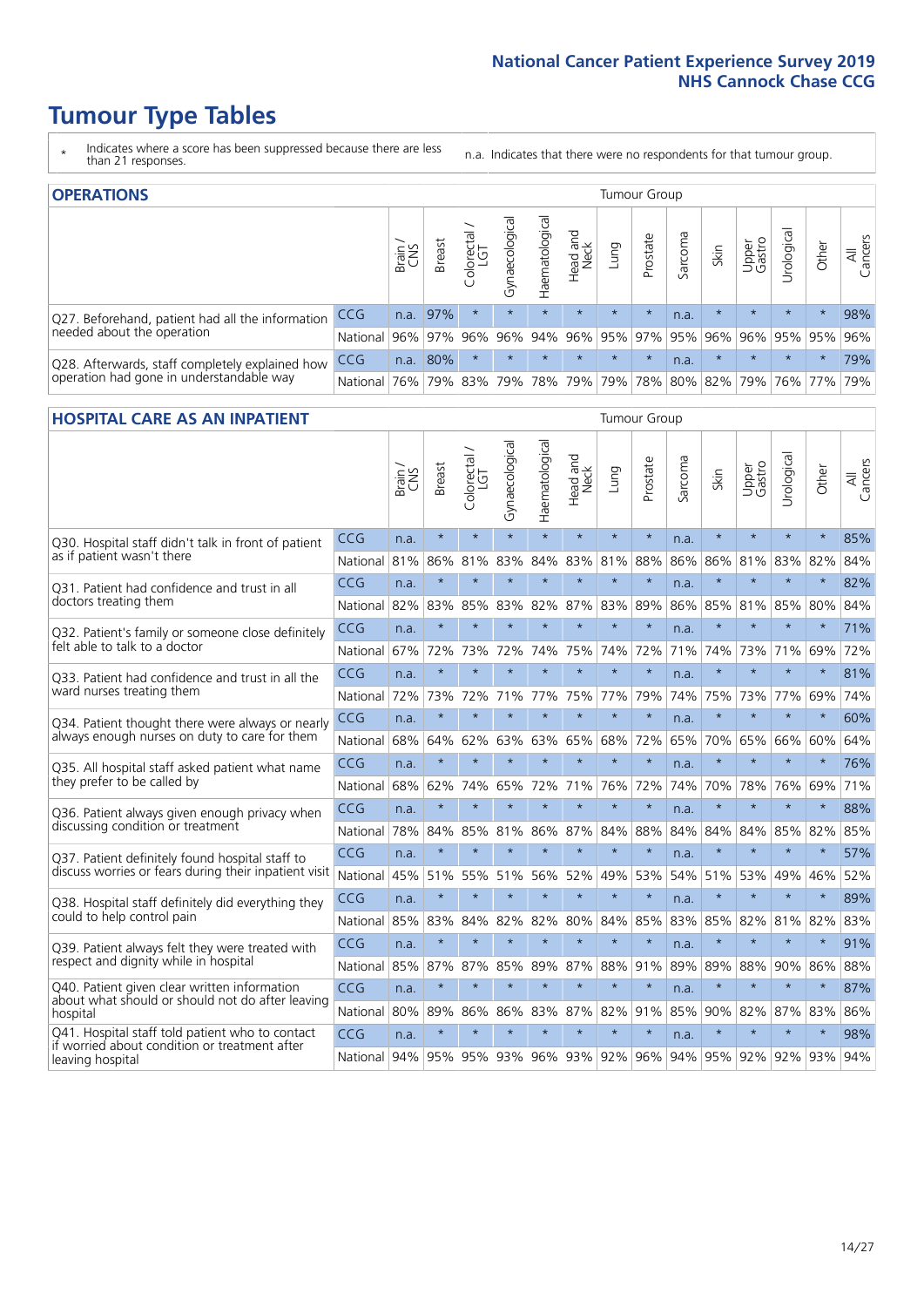# Tumour Type Tables

\* Indicates where a score has been suppressed because there are less than 21 responses.

n.a. Indicates that there were no respondents for that tumour group.

## OPERATIONS

| | | Brain / CNS | Breast | Colorectal / LGT | Gynaecological | Haematological | Head and Neck | Lung | Prostate | Sarcoma | Skin | Upper Gastro | Urological | Other | All Cancers |
|---|---|---|---|---|---|---|---|---|---|---|---|---|---|---|---|
| Q27. Beforehand, patient had all the information needed about the operation | CCG | n.a. | 97% | * | * | * | * | * | * | n.a. | * | * | * | * | 98% |
| | National | 96% | 97% | 96% | 96% | 94% | 96% | 95% | 97% | 95% | 96% | 96% | 95% | 95% | 96% |
| Q28. Afterwards, staff completely explained how operation had gone in understandable way | CCG | n.a. | 80% | * | * | * | * | * | * | n.a. | * | * | * | * | 79% |
| | National | 76% | 79% | 83% | 79% | 78% | 79% | 79% | 78% | 80% | 82% | 79% | 76% | 77% | 79% |

## HOSPITAL CARE AS AN INPATIENT

| | | Brain / CNS | Breast | Colorectal / LGT | Gynaecological | Haematological | Head and Neck | Lung | Prostate | Sarcoma | Skin | Upper Gastro | Urological | Other | All Cancers |
|---|---|---|---|---|---|---|---|---|---|---|---|---|---|---|---|
| Q30. Hospital staff didn't talk in front of patient as if patient wasn't there | CCG | n.a. | * | * | * | * | * | * | * | n.a. | * | * | * | * | 85% |
| | National | 81% | 86% | 81% | 83% | 84% | 83% | 81% | 88% | 86% | 86% | 81% | 83% | 82% | 84% |
| Q31. Patient had confidence and trust in all doctors treating them | CCG | n.a. | * | * | * | * | * | * | * | n.a. | * | * | * | * | 82% |
| | National | 82% | 83% | 85% | 83% | 82% | 87% | 83% | 89% | 86% | 85% | 81% | 85% | 80% | 84% |
| Q32. Patient's family or someone close definitely felt able to talk to a doctor | CCG | n.a. | * | * | * | * | * | * | * | n.a. | * | * | * | * | 71% |
| | National | 67% | 72% | 73% | 72% | 74% | 75% | 74% | 72% | 71% | 74% | 73% | 71% | 69% | 72% |
| Q33. Patient had confidence and trust in all the ward nurses treating them | CCG | n.a. | * | * | * | * | * | * | * | n.a. | * | * | * | * | 81% |
| | National | 72% | 73% | 72% | 71% | 77% | 75% | 77% | 79% | 74% | 75% | 73% | 77% | 69% | 74% |
| Q34. Patient thought there were always or nearly always enough nurses on duty to care for them | CCG | n.a. | * | * | * | * | * | * | * | n.a. | * | * | * | * | 60% |
| | National | 68% | 64% | 62% | 63% | 63% | 65% | 68% | 72% | 65% | 70% | 65% | 66% | 60% | 64% |
| Q35. All hospital staff asked patient what name they prefer to be called by | CCG | n.a. | * | * | * | * | * | * | * | n.a. | * | * | * | * | 76% |
| | National | 68% | 62% | 74% | 65% | 72% | 71% | 76% | 72% | 74% | 70% | 78% | 76% | 69% | 71% |
| Q36. Patient always given enough privacy when discussing condition or treatment | CCG | n.a. | * | * | * | * | * | * | * | n.a. | * | * | * | * | 88% |
| | National | 78% | 84% | 85% | 81% | 86% | 87% | 84% | 88% | 84% | 84% | 84% | 85% | 82% | 85% |
| Q37. Patient definitely found hospital staff to discuss worries or fears during their inpatient visit | CCG | n.a. | * | * | * | * | * | * | * | n.a. | * | * | * | * | 57% |
| | National | 45% | 51% | 55% | 51% | 56% | 52% | 49% | 53% | 54% | 51% | 53% | 49% | 46% | 52% |
| Q38. Hospital staff definitely did everything they could to help control pain | CCG | n.a. | * | * | * | * | * | * | * | n.a. | * | * | * | * | 89% |
| | National | 85% | 83% | 84% | 82% | 82% | 80% | 84% | 85% | 83% | 85% | 82% | 81% | 82% | 83% |
| Q39. Patient always felt they were treated with respect and dignity while in hospital | CCG | n.a. | * | * | * | * | * | * | * | n.a. | * | * | * | * | 91% |
| | National | 85% | 87% | 87% | 85% | 89% | 87% | 88% | 91% | 89% | 89% | 88% | 90% | 86% | 88% |
| Q40. Patient given clear written information about what should or should not do after leaving hospital | CCG | n.a. | * | * | * | * | * | * | * | n.a. | * | * | * | * | 87% |
| | National | 80% | 89% | 86% | 86% | 83% | 87% | 82% | 91% | 85% | 90% | 82% | 87% | 83% | 86% |
| Q41. Hospital staff told patient who to contact if worried about condition or treatment after leaving hospital | CCG | n.a. | * | * | * | * | * | * | * | n.a. | * | * | * | * | 98% |
| | National | 94% | 95% | 95% | 93% | 96% | 93% | 92% | 96% | 94% | 95% | 92% | 92% | 93% | 94% |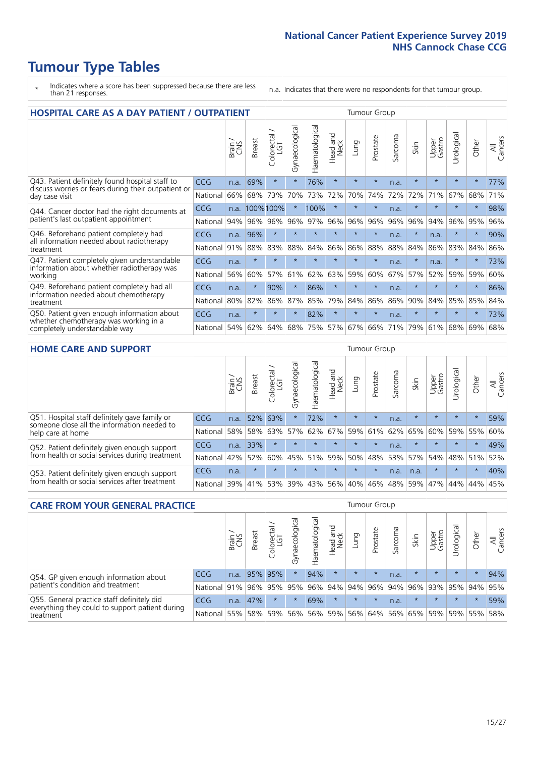# Tumour Type Tables

\* Indicates where a score has been suppressed because there are less than 21 responses.

n.a. Indicates that there were no respondents for that tumour group.

## HOSPITAL CARE AS A DAY PATIENT / OUTPATIENT

| | | Brain / CNS | Breast | Colorectal / LGT | Gynaecological | Haematological | Head and Neck | Lung | Prostate | Sarcoma | Skin | Upper Gastro | Urological | Other | All Cancers |
|---|---|---|---|---|---|---|---|---|---|---|---|---|---|---|---|
| Q43. Patient definitely found hospital staff to discuss worries or fears during their outpatient or day case visit | CCG | n.a. | 69% | * | * | 76% | * | * | * | n.a. | * | * | * | * | 77% |
| | National | 66% | 68% | 73% | 70% | 73% | 72% | 70% | 74% | 72% | 72% | 71% | 67% | 68% | 71% |
| Q44. Cancer doctor had the right documents at patient's last outpatient appointment | CCG | n.a. | 100% | 100% | * | 100% | * | * | * | n.a. | * | * | * | * | 98% |
| | National | 94% | 96% | 96% | 96% | 97% | 96% | 96% | 96% | 96% | 96% | 94% | 96% | 95% | 96% |
| Q46. Beforehand patient completely had all information needed about radiotherapy treatment | CCG | n.a. | 96% | * | * | * | * | * | * | n.a. | * | n.a. | * | * | 90% |
| | National | 91% | 88% | 83% | 88% | 84% | 86% | 86% | 88% | 88% | 84% | 86% | 83% | 84% | 86% |
| Q47. Patient completely given understandable information about whether radiotherapy was working | CCG | n.a. | * | * | * | * | * | * | * | n.a. | * | n.a. | * | * | 73% |
| | National | 56% | 60% | 57% | 61% | 62% | 63% | 59% | 60% | 67% | 57% | 52% | 59% | 59% | 60% |
| Q49. Beforehand patient completely had all information needed about chemotherapy treatment | CCG | n.a. | * | 90% | * | 86% | * | * | * | n.a. | * | * | * | * | 86% |
| | National | 80% | 82% | 86% | 87% | 85% | 79% | 84% | 86% | 86% | 90% | 84% | 85% | 85% | 84% |
| Q50. Patient given enough information about whether chemotherapy was working in a completely understandable way | CCG | n.a. | * | * | * | 82% | * | * | * | n.a. | * | * | * | * | 73% |
| | National | 54% | 62% | 64% | 68% | 75% | 57% | 67% | 66% | 71% | 79% | 61% | 68% | 69% | 68% |

## HOME CARE AND SUPPORT

| | | Brain / CNS | Breast | Colorectal / LGT | Gynaecological | Haematological | Head and Neck | Lung | Prostate | Sarcoma | Skin | Upper Gastro | Urological | Other | All Cancers |
|---|---|---|---|---|---|---|---|---|---|---|---|---|---|---|---|
| Q51. Hospital staff definitely gave family or someone close all the information needed to help care at home | CCG | n.a. | 52% | 63% | * | 72% | * | * | * | n.a. | * | * | * | * | 59% |
| | National | 58% | 58% | 63% | 57% | 62% | 67% | 59% | 61% | 62% | 65% | 60% | 59% | 55% | 60% |
| Q52. Patient definitely given enough support from health or social services during treatment | CCG | n.a. | 33% | * | * | * | * | * | * | n.a. | * | * | * | * | 49% |
| | National | 42% | 52% | 60% | 45% | 51% | 59% | 50% | 48% | 53% | 57% | 54% | 48% | 51% | 52% |
| Q53. Patient definitely given enough support from health or social services after treatment | CCG | n.a. | * | * | * | * | * | * | * | n.a. | n.a. | * | * | * | 40% |
| | National | 39% | 41% | 53% | 39% | 43% | 56% | 40% | 46% | 48% | 59% | 47% | 44% | 44% | 45% |

## CARE FROM YOUR GENERAL PRACTICE

| | | Brain / CNS | Breast | Colorectal / LGT | Gynaecological | Haematological | Head and Neck | Lung | Prostate | Sarcoma | Skin | Upper Gastro | Urological | Other | All Cancers |
|---|---|---|---|---|---|---|---|---|---|---|---|---|---|---|---|
| Q54. GP given enough information about patient's condition and treatment | CCG | n.a. | 95% | 95% | * | 94% | * | * | * | n.a. | * | * | * | * | 94% |
| | National | 91% | 96% | 95% | 95% | 96% | 94% | 94% | 96% | 94% | 96% | 93% | 95% | 94% | 95% |
| Q55. General practice staff definitely did everything they could to support patient during treatment | CCG | n.a. | 47% | * | * | 69% | * | * | * | n.a. | * | * | * | * | 59% |
| | National | 55% | 58% | 59% | 56% | 56% | 59% | 56% | 64% | 56% | 65% | 59% | 59% | 55% | 58% |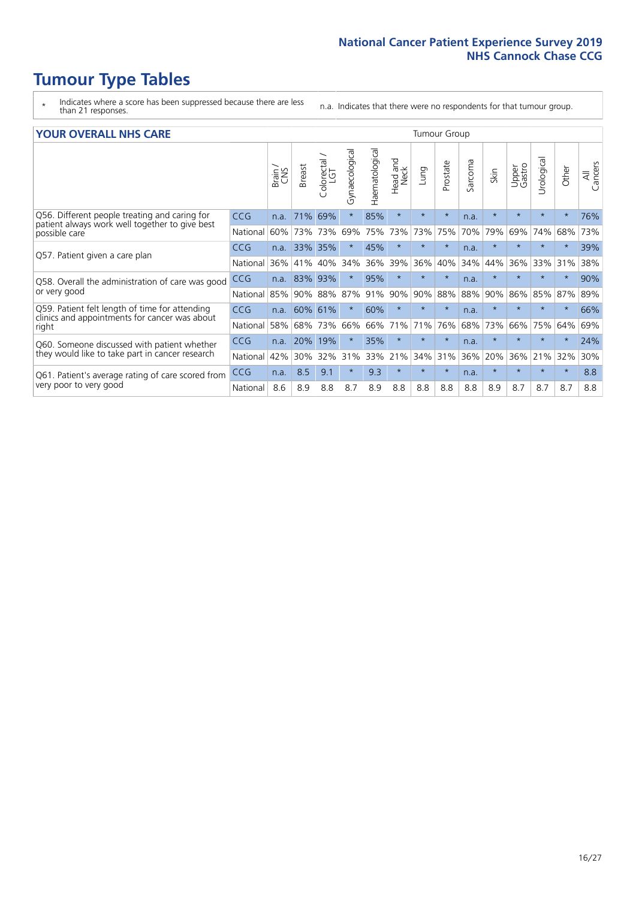# Tumour Type Tables

\* Indicates where a score has been suppressed because there are less than 21 responses.

n.a. Indicates that there were no respondents for that tumour group.

## YOUR OVERALL NHS CARE

| | | Brain / CNS | Breast | Colorectal / LGT | Gynaecological | Haematological | Head and Neck | Lung | Prostate | Sarcoma | Skin | Upper Gastro | Urological | Other | All Cancers |
|---|---|---|---|---|---|---|---|---|---|---|---|---|---|---|---|
| Q56. Different people treating and caring for patient always work well together to give best possible care | CCG | n.a. | 71% | 69% | * | 85% | * | * | * | n.a. | * | * | * | * | 76% |
| | National | 60% | 73% | 73% | 69% | 75% | 73% | 73% | 75% | 70% | 79% | 69% | 74% | 68% | 73% |
| Q57. Patient given a care plan | CCG | n.a. | 33% | 35% | * | 45% | * | * | * | n.a. | * | * | * | * | 39% |
| | National | 36% | 41% | 40% | 34% | 36% | 39% | 36% | 40% | 34% | 44% | 36% | 33% | 31% | 38% |
| Q58. Overall the administration of care was good or very good | CCG | n.a. | 83% | 93% | * | 95% | * | * | * | n.a. | * | * | * | * | 90% |
| | National | 85% | 90% | 88% | 87% | 91% | 90% | 90% | 88% | 88% | 90% | 86% | 85% | 87% | 89% |
| Q59. Patient felt length of time for attending clinics and appointments for cancer was about right | CCG | n.a. | 60% | 61% | * | 60% | * | * | * | n.a. | * | * | * | * | 66% |
| | National | 58% | 68% | 73% | 66% | 66% | 71% | 71% | 76% | 68% | 73% | 66% | 75% | 64% | 69% |
| Q60. Someone discussed with patient whether they would like to take part in cancer research | CCG | n.a. | 20% | 19% | * | 35% | * | * | * | n.a. | * | * | * | * | 24% |
| | National | 42% | 30% | 32% | 31% | 33% | 21% | 34% | 31% | 36% | 20% | 36% | 21% | 32% | 30% |
| Q61. Patient's average rating of care scored from very poor to very good | CCG | n.a. | 8.5 | 9.1 | * | 9.3 | * | * | * | n.a. | * | * | * | * | 8.8 |
| | National | 8.6 | 8.9 | 8.8 | 8.7 | 8.9 | 8.8 | 8.8 | 8.8 | 8.8 | 8.9 | 8.7 | 8.7 | 8.7 | 8.8 |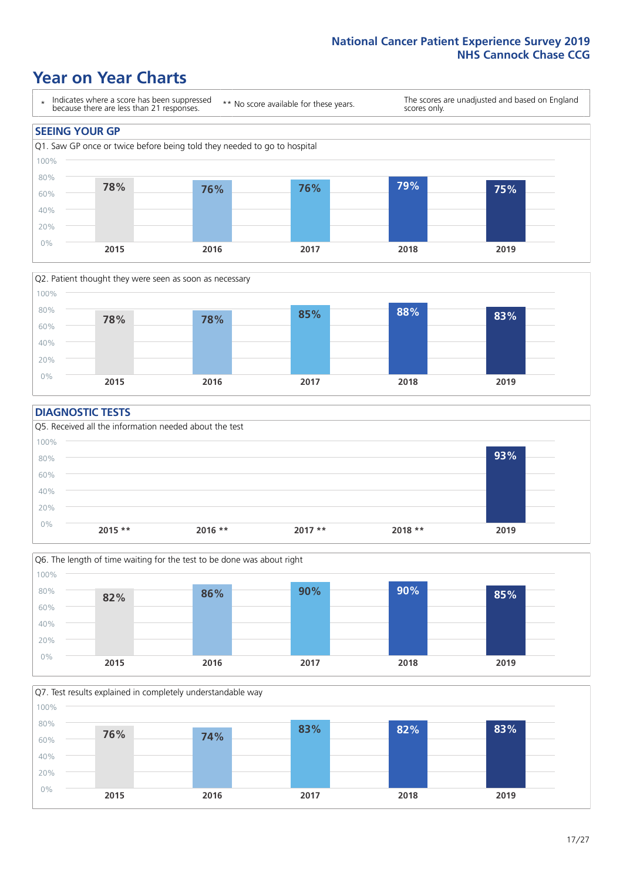# Year on Year Charts

\* Indicates where a score has been suppressed because there are less than 21 responses.

** No score available for these years.

The scores are unadjusted and based on England scores only.

## SEEING YOUR GP

Q1. Saw GP once or twice before being told they needed to go to hospital

| 2015 | 2016 | 2017 | 2018 | 2019 |
|---|---|---|---|---|
| 78% | 76% | 76% | 79% | 75% |

Q2. Patient thought they were seen as soon as necessary

| 2015 | 2016 | 2017 | 2018 | 2019 |
|---|---|---|---|---|
| 78% | 78% | 85% | 88% | 83% |

## DIAGNOSTIC TESTS

Q5. Received all the information needed about the test

| 2015 ** | 2016 ** | 2017 ** | 2018 ** | 2019 |
|---|---|---|---|---|
| | | | | 93% |

Q6. The length of time waiting for the test to be done was about right

| 2015 | 2016 | 2017 | 2018 | 2019 |
|---|---|---|---|---|
| 82% | 86% | 90% | 90% | 85% |

Q7. Test results explained in completely understandable way

| 2015 | 2016 | 2017 | 2018 | 2019 |
|---|---|---|---|---|
| 76% | 74% | 83% | 82% | 83% |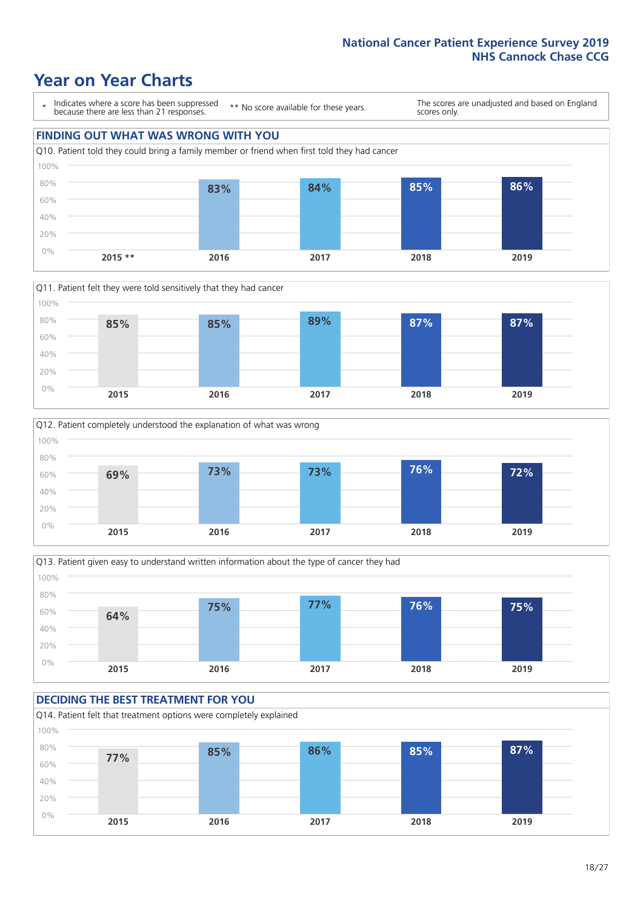# Year on Year Charts

\* Indicates where a score has been suppressed because there are less than 21 responses.

** No score available for these years.

The scores are unadjusted and based on England scores only.

## FINDING OUT WHAT WAS WRONG WITH YOU

Q10. Patient told they could bring a family member or friend when first told they had cancer

| 2015 ** | 2016 | 2017 | 2018 | 2019 |
|---|---|---|---|---|
| | 83% | 84% | 85% | 86% |

Q11. Patient felt they were told sensitively that they had cancer

| 2015 | 2016 | 2017 | 2018 | 2019 |
|---|---|---|---|---|
| 85% | 85% | 89% | 87% | 87% |

Q12. Patient completely understood the explanation of what was wrong

| 2015 | 2016 | 2017 | 2018 | 2019 |
|---|---|---|---|---|
| 69% | 73% | 73% | 76% | 72% |

Q13. Patient given easy to understand written information about the type of cancer they had

| 2015 | 2016 | 2017 | 2018 | 2019 |
|---|---|---|---|---|
| 64% | 75% | 77% | 76% | 75% |

## DECIDING THE BEST TREATMENT FOR YOU

Q14. Patient felt that treatment options were completely explained

| 2015 | 2016 | 2017 | 2018 | 2019 |
|---|---|---|---|---|
| 77% | 85% | 86% | 85% | 87% |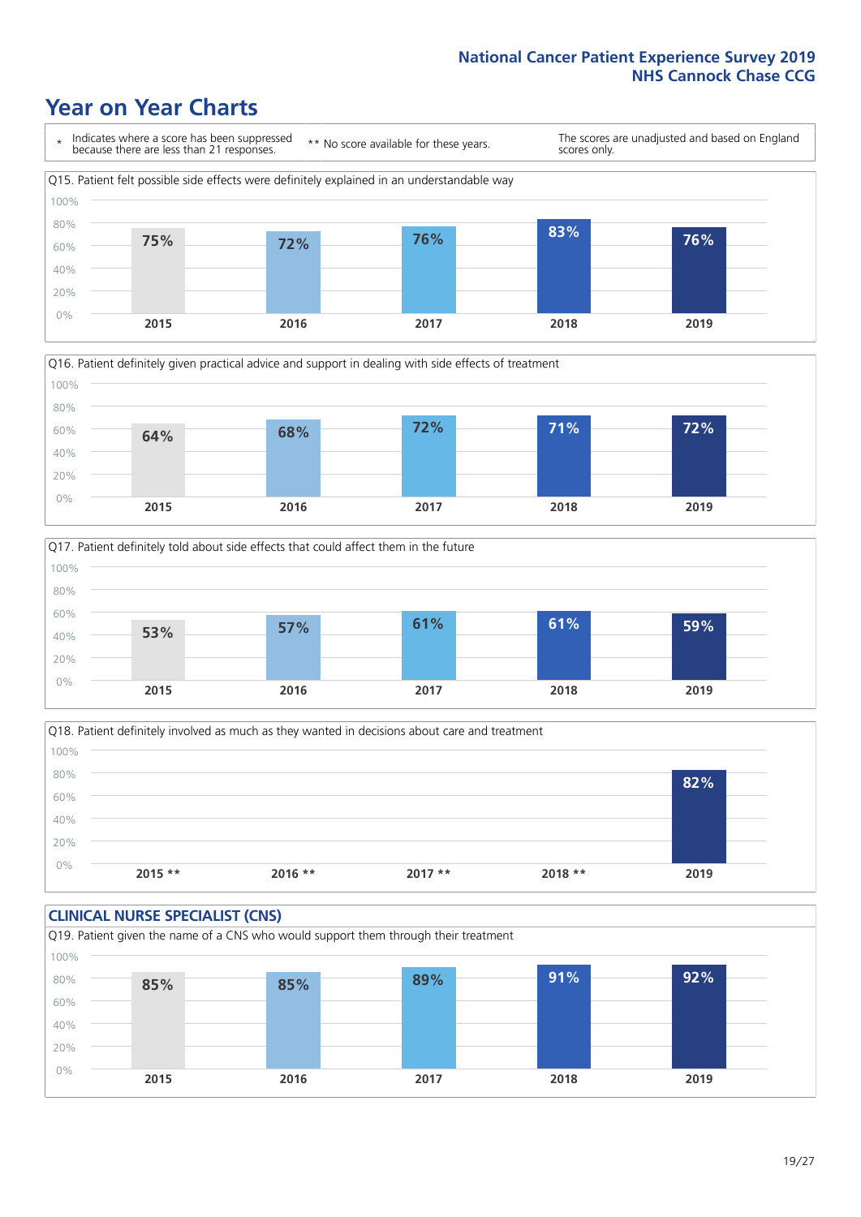# Year on Year Charts

\* Indicates where a score has been suppressed because there are less than 21 responses.

** No score available for these years.

The scores are unadjusted and based on England scores only.

Q15. Patient felt possible side effects were definitely explained in an understandable way

| 2015 | 2016 | 2017 | 2018 | 2019 |
|---|---|---|---|---|
| 75% | 72% | 76% | 83% | 76% |

Q16. Patient definitely given practical advice and support in dealing with side effects of treatment

| 2015 | 2016 | 2017 | 2018 | 2019 |
|---|---|---|---|---|
| 64% | 68% | 72% | 71% | 72% |

Q17. Patient definitely told about side effects that could affect them in the future

| 2015 | 2016 | 2017 | 2018 | 2019 |
|---|---|---|---|---|
| 53% | 57% | 61% | 61% | 59% |

Q18. Patient definitely involved as much as they wanted in decisions about care and treatment

| 2015 ** | 2016 ** | 2017 ** | 2018 ** | 2019 |
|---|---|---|---|---|
| | | | | 82% |

## CLINICAL NURSE SPECIALIST (CNS)

Q19. Patient given the name of a CNS who would support them through their treatment

| 2015 | 2016 | 2017 | 2018 | 2019 |
|---|---|---|---|---|
| 85% | 85% | 89% | 91% | 92% |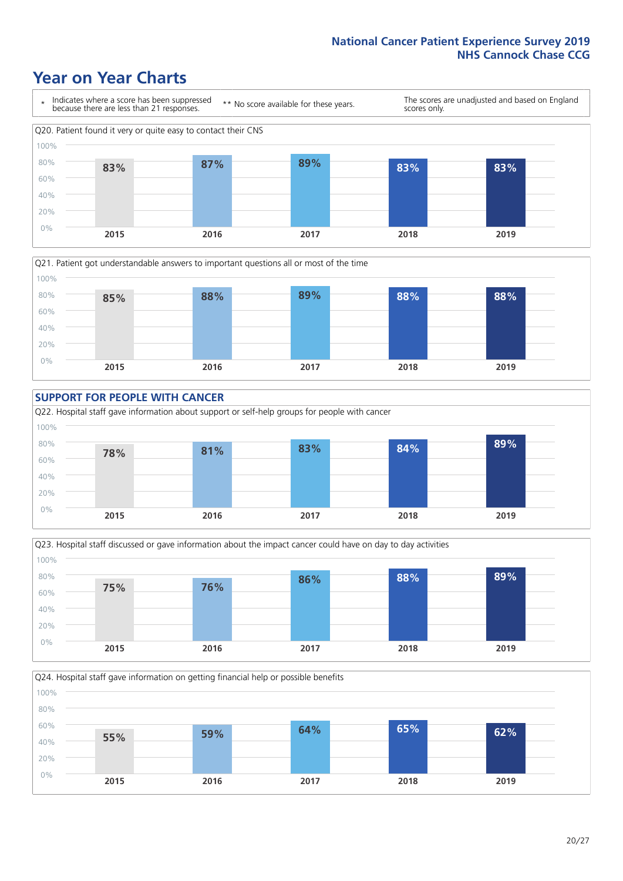# Year on Year Charts

\* Indicates where a score has been suppressed because there are less than 21 responses.

\*\* No score available for these years.

The scores are unadjusted and based on England scores only.

Q20. Patient found it very or quite easy to contact their CNS

| 2015 | 2016 | 2017 | 2018 | 2019 |
|---|---|---|---|---|
| 83% | 87% | 89% | 83% | 83% |

Q21. Patient got understandable answers to important questions all or most of the time

| 2015 | 2016 | 2017 | 2018 | 2019 |
|---|---|---|---|---|
| 85% | 88% | 89% | 88% | 88% |

## SUPPORT FOR PEOPLE WITH CANCER

Q22. Hospital staff gave information about support or self-help groups for people with cancer

| 2015 | 2016 | 2017 | 2018 | 2019 |
|---|---|---|---|---|
| 78% | 81% | 83% | 84% | 89% |

Q23. Hospital staff discussed or gave information about the impact cancer could have on day to day activities

| 2015 | 2016 | 2017 | 2018 | 2019 |
|---|---|---|---|---|
| 75% | 76% | 86% | 88% | 89% |

Q24. Hospital staff gave information on getting financial help or possible benefits

| 2015 | 2016 | 2017 | 2018 | 2019 |
|---|---|---|---|---|
| 55% | 59% | 64% | 65% | 62% |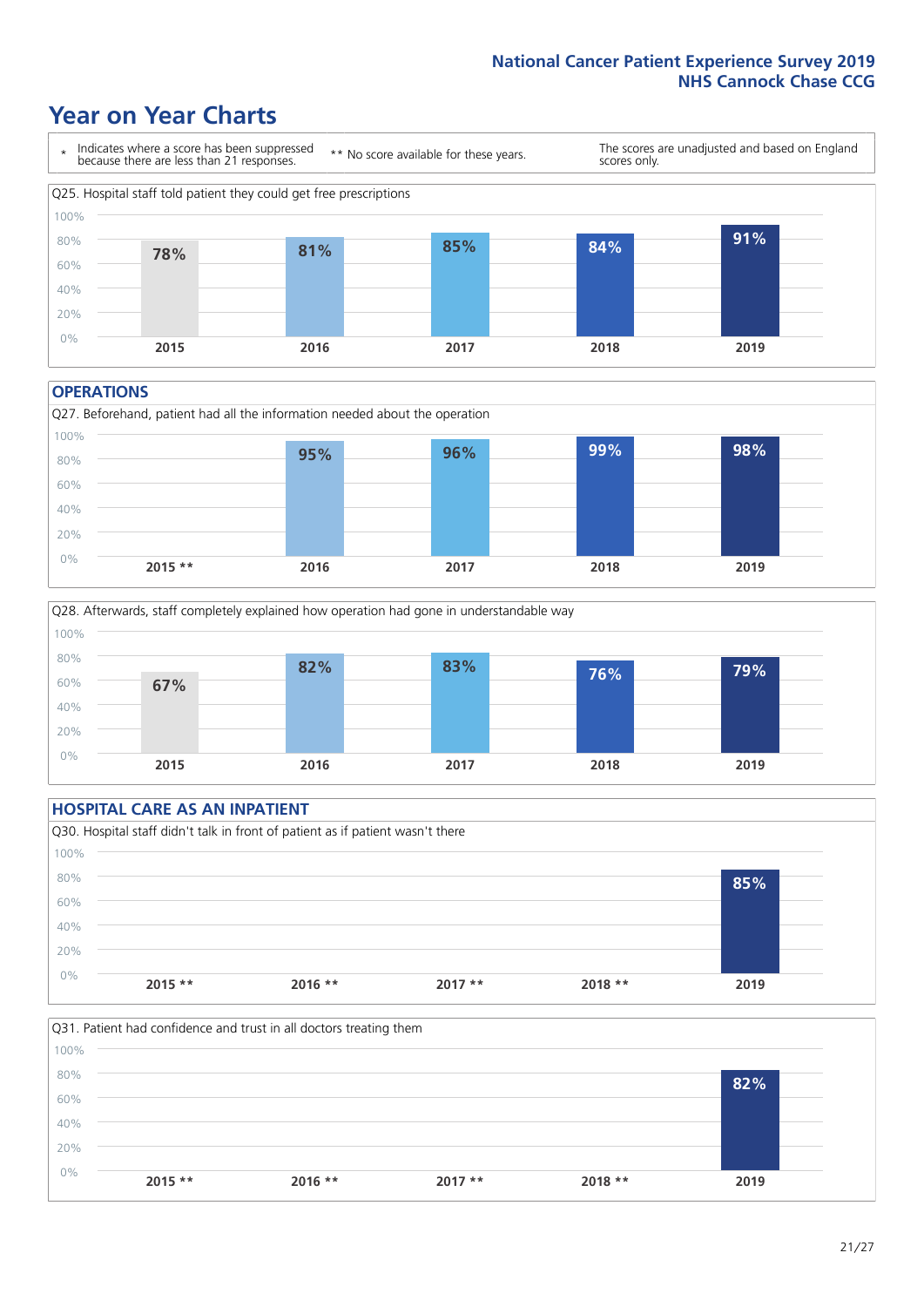# Year on Year Charts

\* Indicates where a score has been suppressed because there are less than 21 responses.

** No score available for these years.

The scores are unadjusted and based on England scores only.

Q25. Hospital staff told patient they could get free prescriptions

| 2015 | 2016 | 2017 | 2018 | 2019 |
|---|---|---|---|---|
| 78% | 81% | 85% | 84% | 91% |

## OPERATIONS

Q27. Beforehand, patient had all the information needed about the operation

| 2015 ** | 2016 | 2017 | 2018 | 2019 |
|---|---|---|---|---|
| | 95% | 96% | 99% | 98% |

Q28. Afterwards, staff completely explained how operation had gone in understandable way

| 2015 | 2016 | 2017 | 2018 | 2019 |
|---|---|---|---|---|
| 67% | 82% | 83% | 76% | 79% |

## HOSPITAL CARE AS AN INPATIENT

Q30. Hospital staff didn't talk in front of patient as if patient wasn't there

| 2015 ** | 2016 ** | 2017 ** | 2018 ** | 2019 |
|---|---|---|---|---|
| | | | | 85% |

Q31. Patient had confidence and trust in all doctors treating them

| 2015 ** | 2016 ** | 2017 ** | 2018 ** | 2019 |
|---|---|---|---|---|
| | | | | 82% |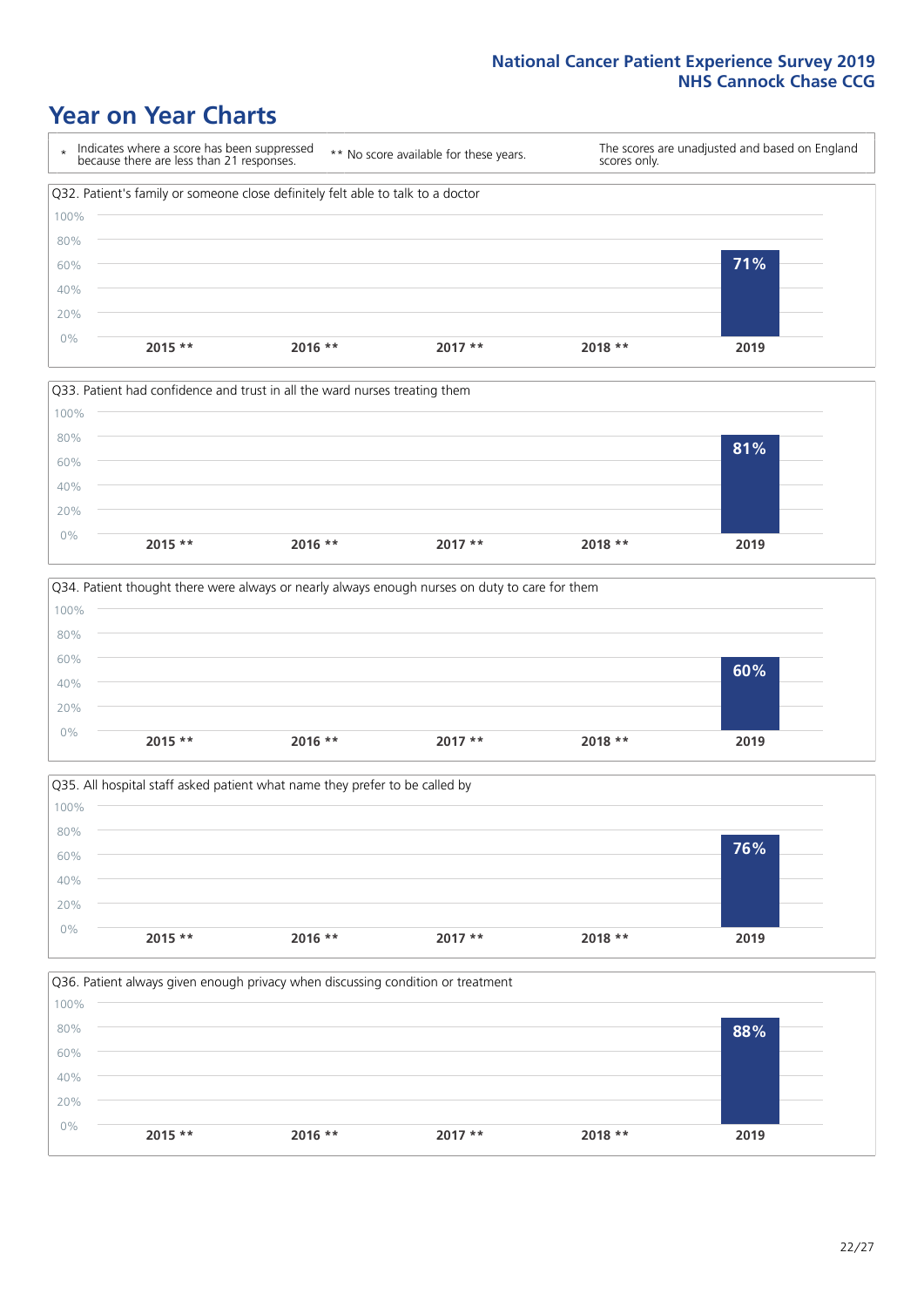# Year on Year Charts

\* Indicates where a score has been suppressed because there are less than 21 responses.

** No score available for these years.

The scores are unadjusted and based on England scores only.

Q32. Patient's family or someone close definitely felt able to talk to a doctor

| 2015 ** | 2016 ** | 2017 ** | 2018 ** | 2019 |
|---|---|---|---|---|
| | | | | 71% |

Q33. Patient had confidence and trust in all the ward nurses treating them

| 2015 ** | 2016 ** | 2017 ** | 2018 ** | 2019 |
|---|---|---|---|---|
| | | | | 81% |

Q34. Patient thought there were always or nearly always enough nurses on duty to care for them

| 2015 ** | 2016 ** | 2017 ** | 2018 ** | 2019 |
|---|---|---|---|---|
| | | | | 60% |

Q35. All hospital staff asked patient what name they prefer to be called by

| 2015 ** | 2016 ** | 2017 ** | 2018 ** | 2019 |
|---|---|---|---|---|
| | | | | 76% |

Q36. Patient always given enough privacy when discussing condition or treatment

| 2015 ** | 2016 ** | 2017 ** | 2018 ** | 2019 |
|---|---|---|---|---|
| | | | | 88% |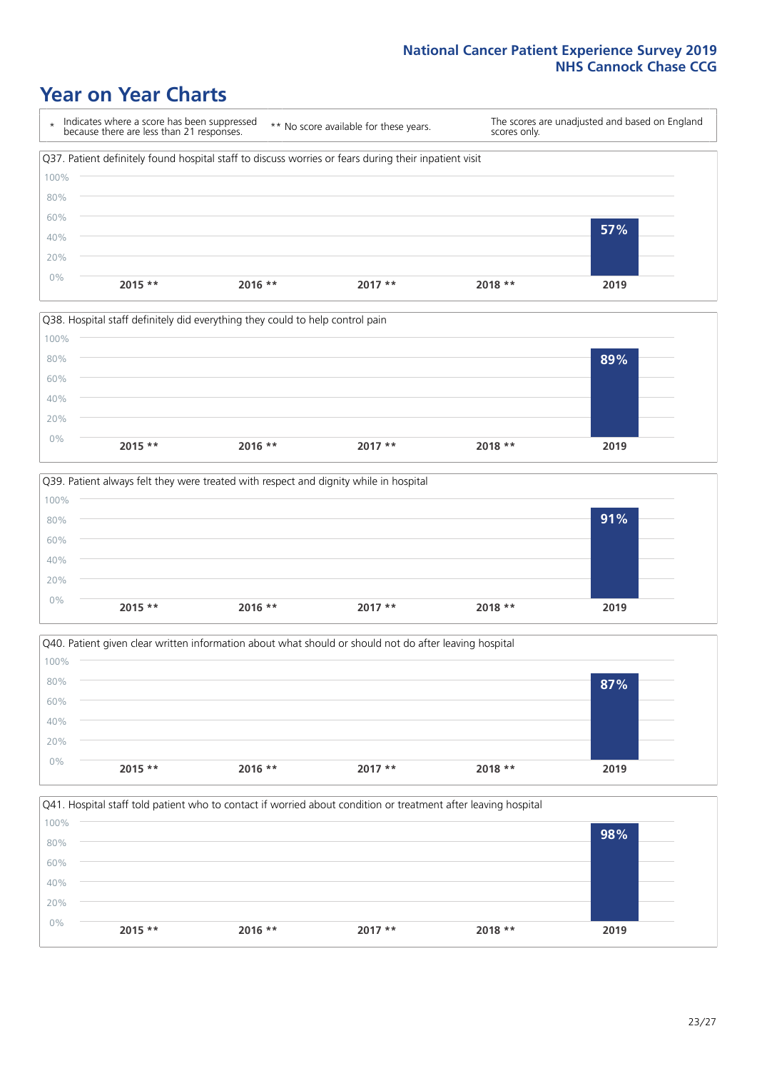# Year on Year Charts

\* Indicates where a score has been suppressed because there are less than 21 responses.

** No score available for these years.

The scores are unadjusted and based on England scores only.

Q37. Patient definitely found hospital staff to discuss worries or fears during their inpatient visit

| 2015 ** | 2016 ** | 2017 ** | 2018 ** | 2019 |
|---|---|---|---|---|
| | | | | 57% |

Q38. Hospital staff definitely did everything they could to help control pain

| 2015 ** | 2016 ** | 2017 ** | 2018 ** | 2019 |
|---|---|---|---|---|
| | | | | 89% |

Q39. Patient always felt they were treated with respect and dignity while in hospital

| 2015 ** | 2016 ** | 2017 ** | 2018 ** | 2019 |
|---|---|---|---|---|
| | | | | 91% |

Q40. Patient given clear written information about what should or should not do after leaving hospital

| 2015 ** | 2016 ** | 2017 ** | 2018 ** | 2019 |
|---|---|---|---|---|
| | | | | 87% |

Q41. Hospital staff told patient who to contact if worried about condition or treatment after leaving hospital

| 2015 ** | 2016 ** | 2017 ** | 2018 ** | 2019 |
|---|---|---|---|---|
| | | | | 98% |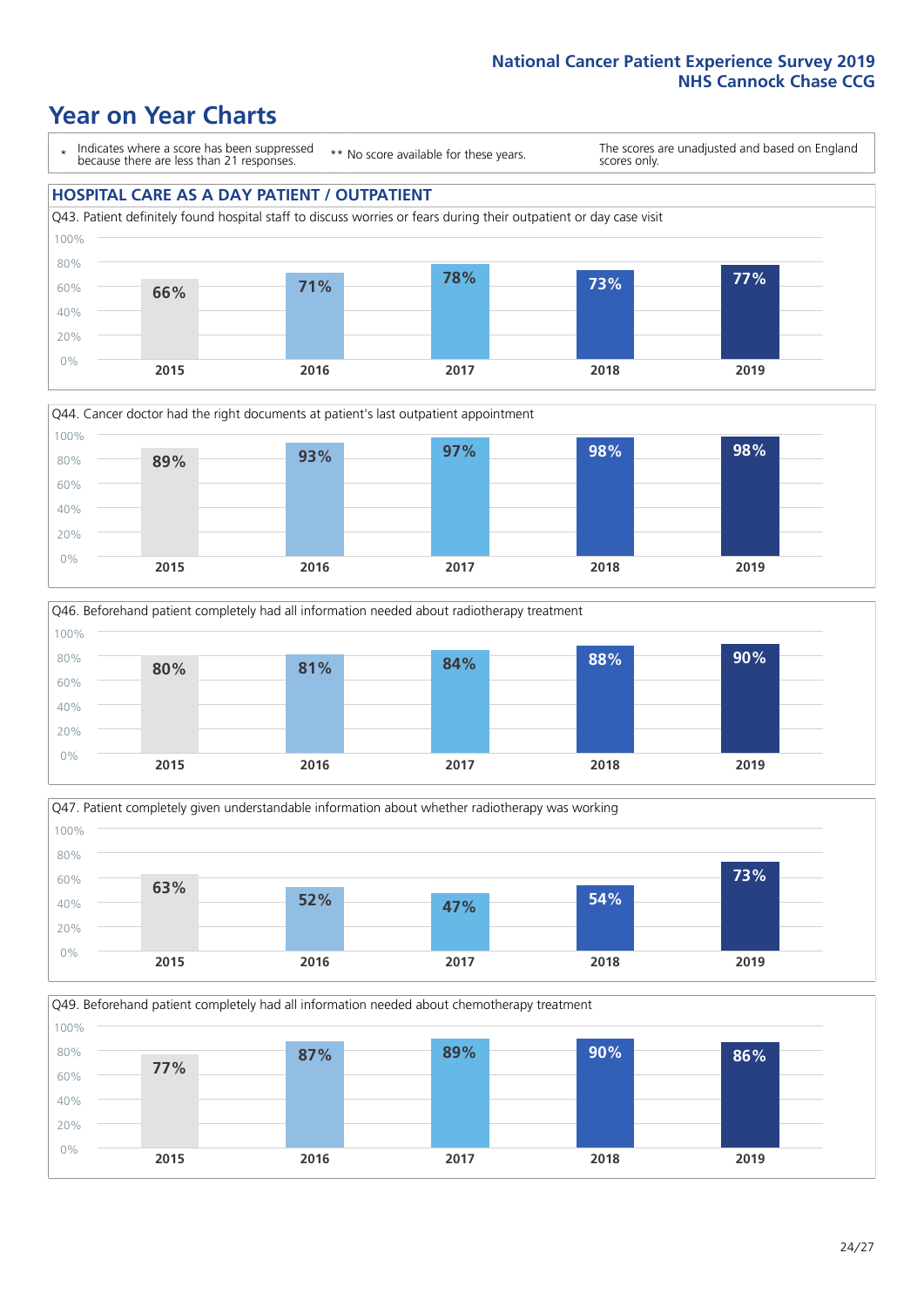National Cancer Patient Experience Survey 2019
NHS Cannock Chase CCG

# Year on Year Charts

\* Indicates where a score has been suppressed because there are less than 21 responses.

** No score available for these years.

The scores are unadjusted and based on England scores only.

## HOSPITAL CARE AS A DAY PATIENT / OUTPATIENT

Q43. Patient definitely found hospital staff to discuss worries or fears during their outpatient or day case visit

| 2015 | 2016 | 2017 | 2018 | 2019 |
|---|---|---|---|---|
| 66% | 71% | 78% | 73% | 77% |

Q44. Cancer doctor had the right documents at patient's last outpatient appointment

| 2015 | 2016 | 2017 | 2018 | 2019 |
|---|---|---|---|---|
| 89% | 93% | 97% | 98% | 98% |

Q46. Beforehand patient completely had all information needed about radiotherapy treatment

| 2015 | 2016 | 2017 | 2018 | 2019 |
|---|---|---|---|---|
| 80% | 81% | 84% | 88% | 90% |

Q47. Patient completely given understandable information about whether radiotherapy was working

| 2015 | 2016 | 2017 | 2018 | 2019 |
|---|---|---|---|---|
| 63% | 52% | 47% | 54% | 73% |

Q49. Beforehand patient completely had all information needed about chemotherapy treatment

| 2015 | 2016 | 2017 | 2018 | 2019 |
|---|---|---|---|---|
| 77% | 87% | 89% | 90% | 86% |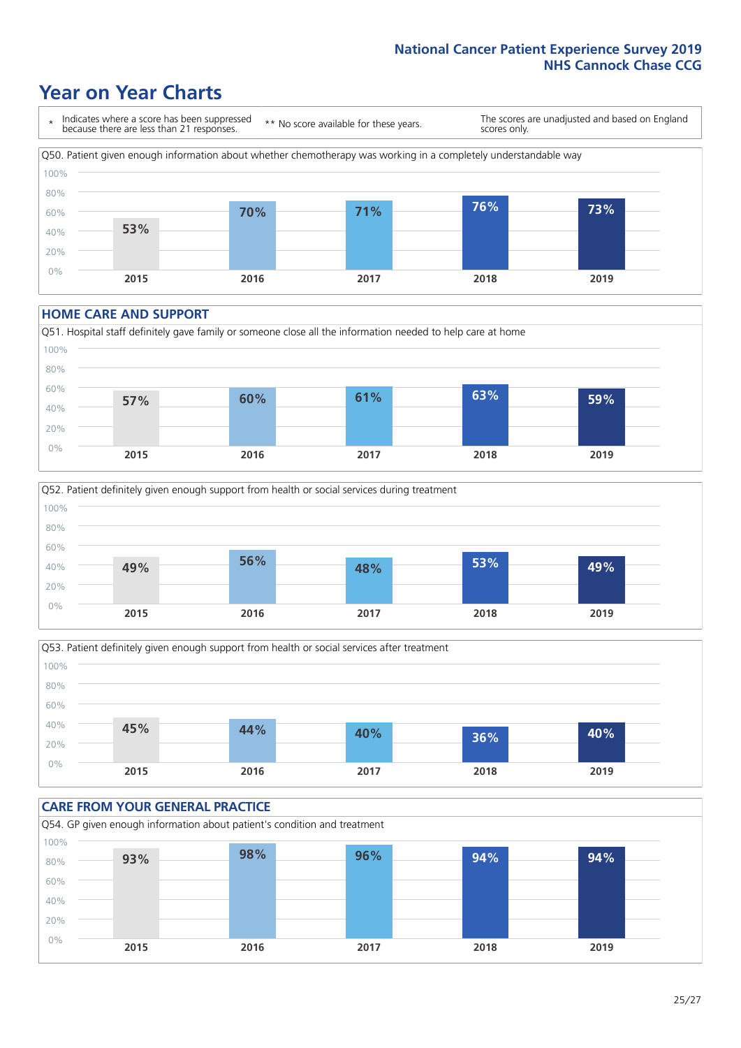# Year on Year Charts

\* Indicates where a score has been suppressed because there are less than 21 responses.

\*\* No score available for these years.

The scores are unadjusted and based on England scores only.

Q50. Patient given enough information about whether chemotherapy was working in a completely understandable way

| 2015 | 2016 | 2017 | 2018 | 2019 |
|---|---|---|---|---|
| 53% | 70% | 71% | 76% | 73% |

## HOME CARE AND SUPPORT

Q51. Hospital staff definitely gave family or someone close all the information needed to help care at home

| 2015 | 2016 | 2017 | 2018 | 2019 |
|---|---|---|---|---|
| 57% | 60% | 61% | 63% | 59% |

Q52. Patient definitely given enough support from health or social services during treatment

| 2015 | 2016 | 2017 | 2018 | 2019 |
|---|---|---|---|---|
| 49% | 56% | 48% | 53% | 49% |

Q53. Patient definitely given enough support from health or social services after treatment

| 2015 | 2016 | 2017 | 2018 | 2019 |
|---|---|---|---|---|
| 45% | 44% | 40% | 36% | 40% |

## CARE FROM YOUR GENERAL PRACTICE

Q54. GP given enough information about patient's condition and treatment

| 2015 | 2016 | 2017 | 2018 | 2019 |
|---|---|---|---|---|
| 93% | 98% | 96% | 94% | 94% |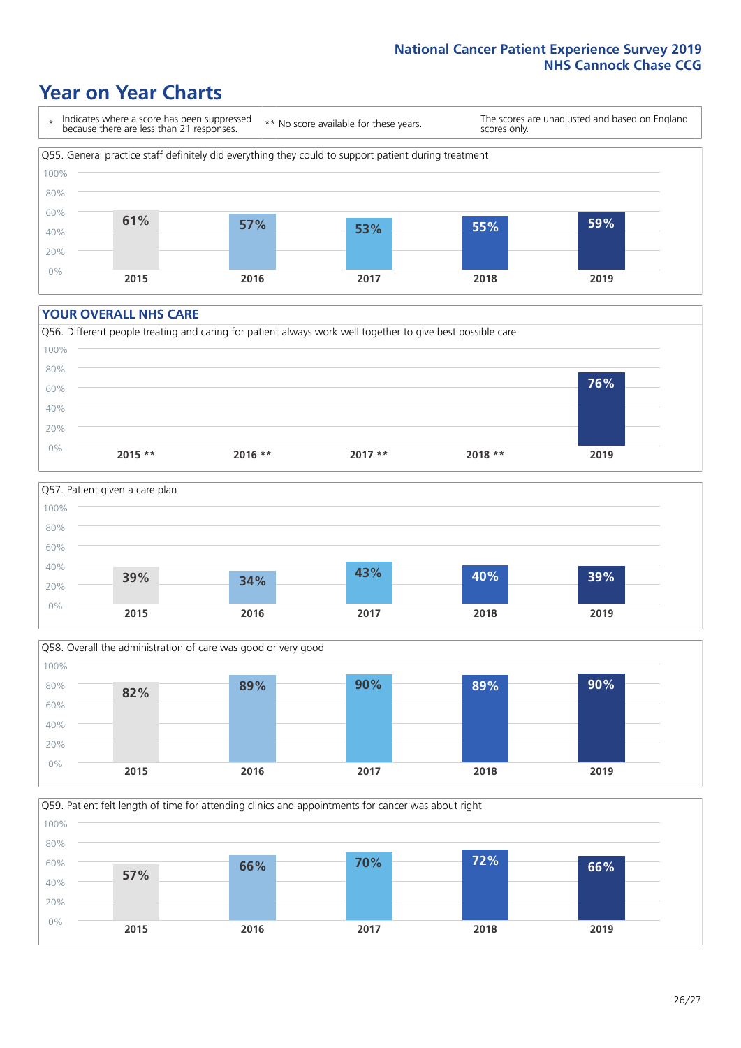# Year on Year Charts

\* Indicates where a score has been suppressed because there are less than 21 responses.

** No score available for these years.

The scores are unadjusted and based on England scores only.

Q55. General practice staff definitely did everything they could to support patient during treatment

| 2015 | 2016 | 2017 | 2018 | 2019 |
|---|---|---|---|---|
| 61% | 57% | 53% | 55% | 59% |

## YOUR OVERALL NHS CARE

Q56. Different people treating and caring for patient always work well together to give best possible care

| 2015 ** | 2016 ** | 2017 ** | 2018 ** | 2019 |
|---|---|---|---|---|
| | | | | 76% |

Q57. Patient given a care plan

| 2015 | 2016 | 2017 | 2018 | 2019 |
|---|---|---|---|---|
| 39% | 34% | 43% | 40% | 39% |

Q58. Overall the administration of care was good or very good

| 2015 | 2016 | 2017 | 2018 | 2019 |
|---|---|---|---|---|
| 82% | 89% | 90% | 89% | 90% |

Q59. Patient felt length of time for attending clinics and appointments for cancer was about right

| 2015 | 2016 | 2017 | 2018 | 2019 |
|---|---|---|---|---|
| 57% | 66% | 70% | 72% | 66% |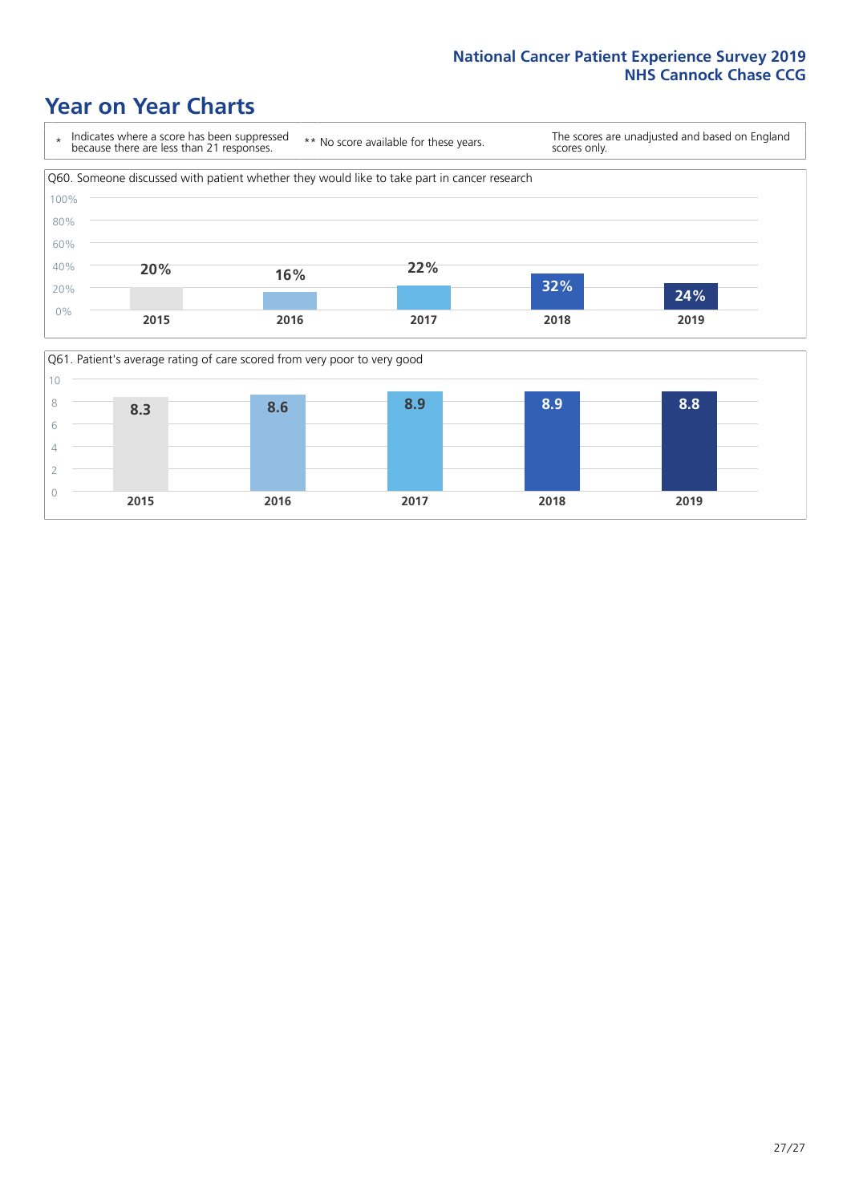# Year on Year Charts

\* Indicates where a score has been suppressed because there are less than 21 responses.

** No score available for these years.

The scores are unadjusted and based on England scores only.

Q60. Someone discussed with patient whether they would like to take part in cancer research

100%
80%
60%
40%
20%
0%

20% 2015
16% 2016
22% 2017
32% 2018
24% 2019

Q61. Patient's average rating of care scored from very poor to very good

10
8
6
4
2
0

8.3 2015
8.6 2016
8.9 2017
8.9 2018
8.8 2019